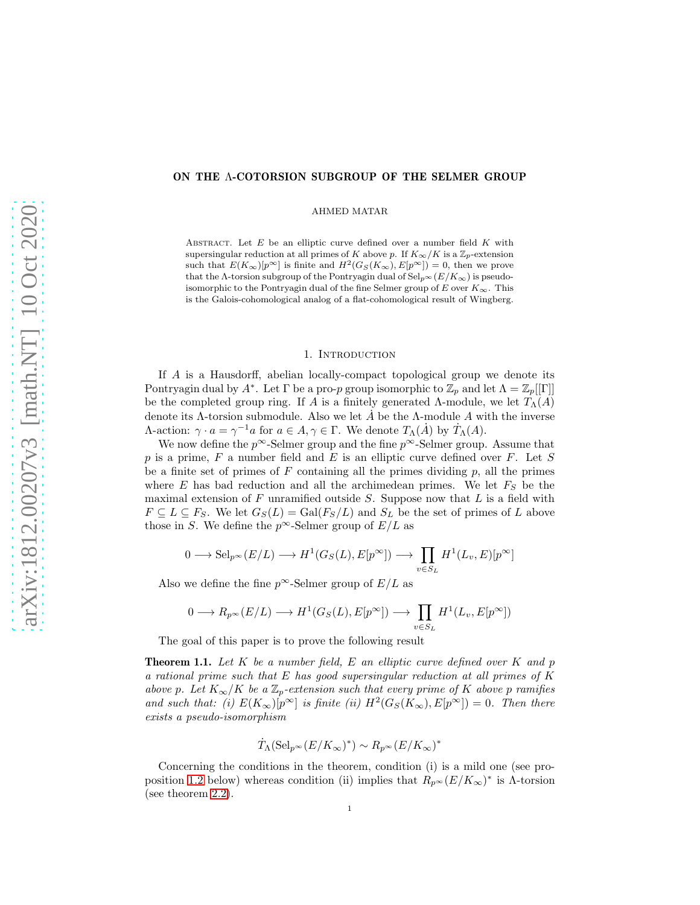# ON THE Λ-COTORSION SUBGROUP OF THE SELMER GROUP

AHMED MATAR

Abstract. Let $E$ be an elliptic curve defined over a number field $K$ with supersingular reduction at all primes of $K$ above $p$. If $K_\infty/K$ is a $\mathbb{Z}_p$-extension such that $E(K_\infty)[p^\infty]$ is finite and $H^2(G_S(K_\infty), E[p^\infty]) = 0$, then we prove that the $\Lambda$-torsion subgroup of the Pontryagin dual of $\mathrm{Sel}_{p^\infty}(E/K_\infty)$ is pseudo-isomorphic to the Pontryagin dual of the fine Selmer group of $E$ over $K_\infty$. This is the Galois-cohomological analog of a flat-cohomological result of Wingberg.

## 1. Introduction

If $A$ is a Hausdorff, abelian locally-compact topological group we denote its Pontryagin dual by $A^*$. Let $\Gamma$ be a pro-$p$ group isomorphic to $\mathbb{Z}_p$ and let $\Lambda = \mathbb{Z}_p[[\Gamma]]$ be the completed group ring. If $A$ is a finitely generated $\Lambda$-module, we let $T_\Lambda(A)$ denote its $\Lambda$-torsion submodule. Also we let $\dot{A}$ be the $\Lambda$-module $A$ with the inverse $\Lambda$-action: $\gamma \cdot a = \gamma^{-1}a$ for $a \in A, \gamma \in \Gamma$. We denote $T_\Lambda(\dot{A})$ by $\dot{T}_\Lambda(A)$.

We now define the $p^\infty$-Selmer group and the fine $p^\infty$-Selmer group. Assume that $p$ is a prime, $F$ a number field and $E$ is an elliptic curve defined over $F$. Let $S$ be a finite set of primes of $F$ containing all the primes dividing $p$, all the primes where $E$ has bad reduction and all the archimedean primes. We let $F_S$ be the maximal extension of $F$ unramified outside $S$. Suppose now that $L$ is a field with $F \subseteq L \subseteq F_S$. We let $G_S(L) = \mathrm{Gal}(F_S/L)$ and $S_L$ be the set of primes of $L$ above those in $S$. We define the $p^\infty$-Selmer group of $E/L$ as

$$0 \longrightarrow \mathrm{Sel}_{p^\infty}(E/L) \longrightarrow H^1(G_S(L), E[p^\infty]) \longrightarrow \prod_{v \in S_L} H^1(L_v, E)[p^\infty]$$

Also we define the fine $p^\infty$-Selmer group of $E/L$ as

$$0 \longrightarrow R_{p^\infty}(E/L) \longrightarrow H^1(G_S(L), E[p^\infty]) \longrightarrow \prod_{v \in S_L} H^1(L_v, E[p^\infty])$$

The goal of this paper is to prove the following result

**Theorem 1.1.** *Let $K$ be a number field, $E$ an elliptic curve defined over $K$ and $p$ a rational prime such that $E$ has good supersingular reduction at all primes of $K$ above $p$. Let $K_\infty/K$ be a $\mathbb{Z}_p$-extension such that every prime of $K$ above $p$ ramifies and such that: (i) $E(K_\infty)[p^\infty]$ is finite (ii) $H^2(G_S(K_\infty), E[p^\infty]) = 0$. Then there exists a pseudo-isomorphism*

$$\dot{T}_\Lambda(\mathrm{Sel}_{p^\infty}(E/K_\infty)^*) \sim R_{p^\infty}(E/K_\infty)^*$$

Concerning the conditions in the theorem, condition (i) is a mild one (see proposition 1.2 below) whereas condition (ii) implies that $R_{p^\infty}(E/K_\infty)^*$ is $\Lambda$-torsion (see theorem 2.2).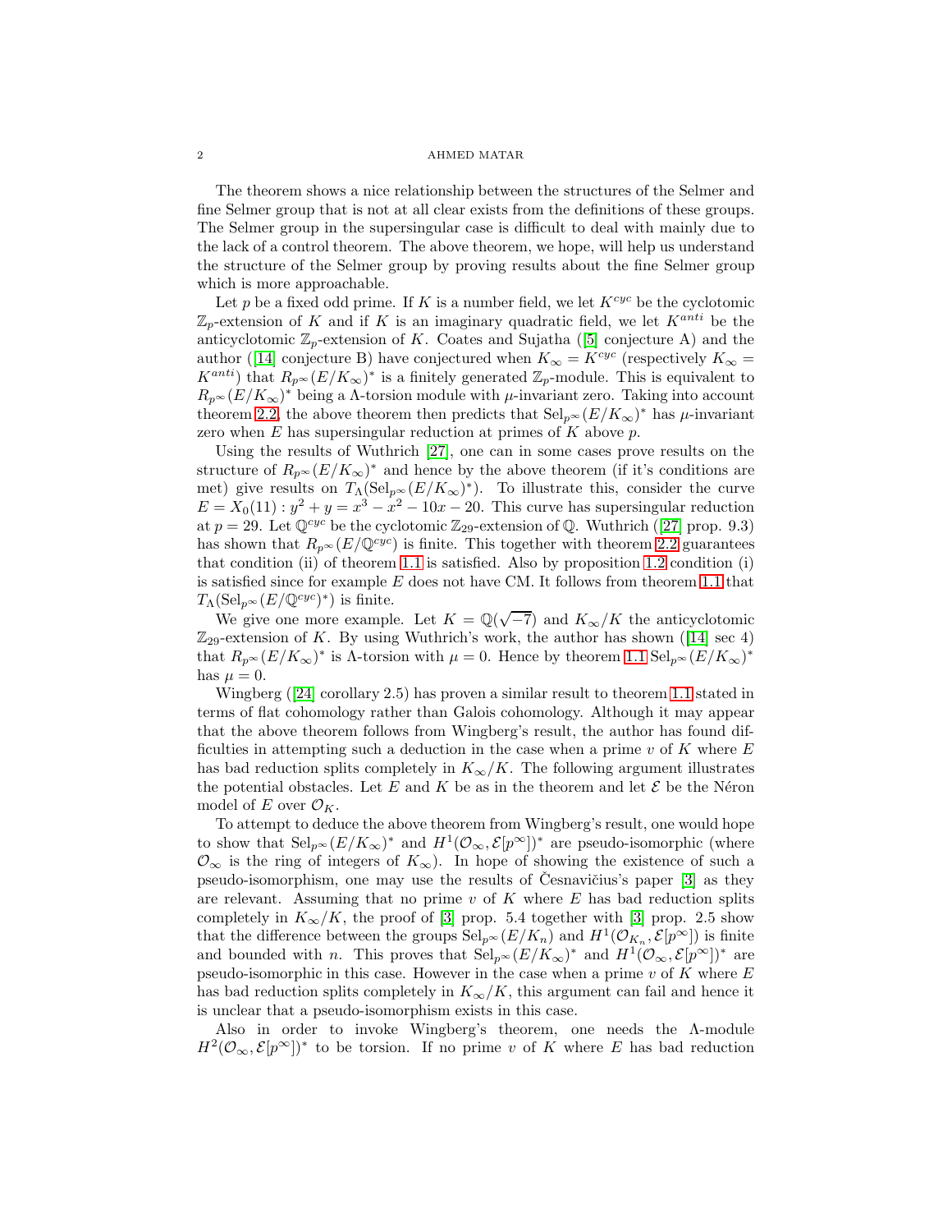The theorem shows a nice relationship between the structures of the Selmer and fine Selmer group that is not at all clear exists from the definitions of these groups. The Selmer group in the supersingular case is difficult to deal with mainly due to the lack of a control theorem. The above theorem, we hope, will help us understand the structure of the Selmer group by proving results about the fine Selmer group which is more approachable.

Let $p$ be a fixed odd prime. If $K$ is a number field, we let $K^{cyc}$ be the cyclotomic $\mathbb{Z}_p$-extension of $K$ and if $K$ is an imaginary quadratic field, we let $K^{anti}$ be the anticyclotomic $\mathbb{Z}_p$-extension of $K$. Coates and Sujatha ([5] conjecture A) and the author ([14] conjecture B) have conjectured when $K_\infty = K^{cyc}$ (respectively $K_\infty = K^{anti}$) that $R_{p^\infty}(E/K_\infty)^*$ is a finitely generated $\mathbb{Z}_p$-module. This is equivalent to $R_{p^\infty}(E/K_\infty)^*$ being a $\Lambda$-torsion module with $\mu$-invariant zero. Taking into account theorem 2.2, the above theorem then predicts that $\mathrm{Sel}_{p^\infty}(E/K_\infty)^*$ has $\mu$-invariant zero when $E$ has supersingular reduction at primes of $K$ above $p$.

Using the results of Wuthrich [27], one can in some cases prove results on the structure of $R_{p^\infty}(E/K_\infty)^*$ and hence by the above theorem (if it's conditions are met) give results on $T_\Lambda(\mathrm{Sel}_{p^\infty}(E/K_\infty)^*)$. To illustrate this, consider the curve $E = X_0(11) : y^2 + y = x^3 - x^2 - 10x - 20$. This curve has supersingular reduction at $p = 29$. Let $\mathbb{Q}^{cyc}$ be the cyclotomic $\mathbb{Z}_{29}$-extension of $\mathbb{Q}$. Wuthrich ([27] prop. 9.3) has shown that $R_{p^\infty}(E/\mathbb{Q}^{cyc})$ is finite. This together with theorem 2.2 guarantees that condition (ii) of theorem 1.1 is satisfied. Also by proposition 1.2 condition (i) is satisfied since for example $E$ does not have CM. It follows from theorem 1.1 that $T_\Lambda(\mathrm{Sel}_{p^\infty}(E/\mathbb{Q}^{cyc})^*)$ is finite.

We give one more example. Let $K = \mathbb{Q}(\sqrt{-7})$ and $K_\infty/K$ the anticyclotomic $\mathbb{Z}_{29}$-extension of $K$. By using Wuthrich's work, the author has shown ([14] sec 4) that $R_{p^\infty}(E/K_\infty)^*$ is $\Lambda$-torsion with $\mu = 0$. Hence by theorem 1.1 $\mathrm{Sel}_{p^\infty}(E/K_\infty)^*$ has $\mu = 0$.

Wingberg ([24] corollary 2.5) has proven a similar result to theorem 1.1 stated in terms of flat cohomology rather than Galois cohomology. Although it may appear that the above theorem follows from Wingberg's result, the author has found difficulties in attempting such a deduction in the case when a prime $v$ of $K$ where $E$ has bad reduction splits completely in $K_\infty/K$. The following argument illustrates the potential obstacles. Let $E$ and $K$ be as in the theorem and let $\mathcal{E}$ be the Néron model of $E$ over $\mathcal{O}_K$.

To attempt to deduce the above theorem from Wingberg's result, one would hope to show that $\mathrm{Sel}_{p^\infty}(E/K_\infty)^*$ and $H^1(\mathcal{O}_\infty, \mathcal{E}[p^\infty])^*$ are pseudo-isomorphic (where $\mathcal{O}_\infty$ is the ring of integers of $K_\infty$). In hope of showing the existence of such a pseudo-isomorphism, one may use the results of Česnavičius's paper [3] as they are relevant. Assuming that no prime $v$ of $K$ where $E$ has bad reduction splits completely in $K_\infty/K$, the proof of [3] prop. 5.4 together with [3] prop. 2.5 show that the difference between the groups $\mathrm{Sel}_{p^\infty}(E/K_n)$ and $H^1(\mathcal{O}_{K_n}, \mathcal{E}[p^\infty])$ is finite and bounded with $n$. This proves that $\mathrm{Sel}_{p^\infty}(E/K_\infty)^*$ and $H^1(\mathcal{O}_\infty, \mathcal{E}[p^\infty])^*$ are pseudo-isomorphic in this case. However in the case when a prime $v$ of $K$ where $E$ has bad reduction splits completely in $K_\infty/K$, this argument can fail and hence it is unclear that a pseudo-isomorphism exists in this case.

Also in order to invoke Wingberg's theorem, one needs the $\Lambda$-module $H^2(\mathcal{O}_\infty, \mathcal{E}[p^\infty])^*$ to be torsion. If no prime $v$ of $K$ where $E$ has bad reduction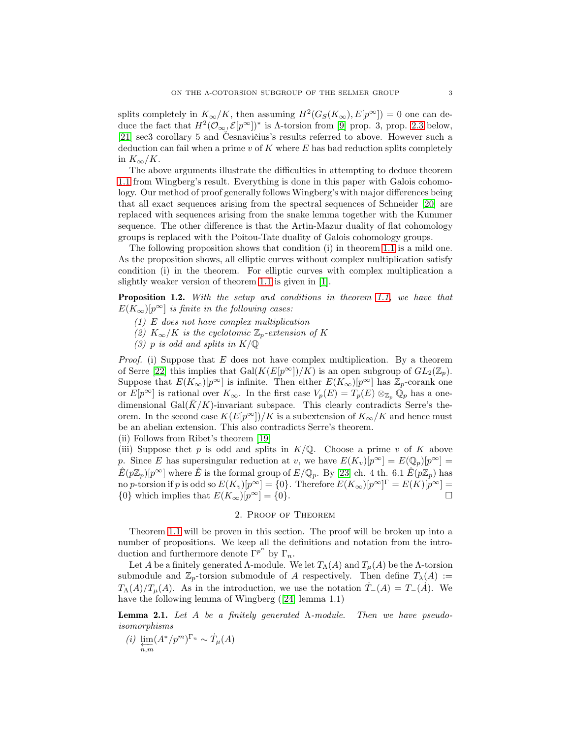splits completely in $K_\infty/K$, then assuming $H^2(G_S(K_\infty), E[p^\infty]) = 0$ one can deduce the fact that $H^2(\mathcal{O}_\infty, \mathcal{E}[p^\infty])^*$ is $\Lambda$-torsion from [9] prop. 3, prop. 2.3 below, [21] sec3 corollary 5 and Česnavičius's results referred to above. However such a deduction can fail when a prime $v$ of $K$ where $E$ has bad reduction splits completely in $K_\infty/K$.

The above arguments illustrate the difficulties in attempting to deduce theorem 1.1 from Wingberg's result. Everything is done in this paper with Galois cohomology. Our method of proof generally follows Wingberg's with major differences being that all exact sequences arising from the spectral sequences of Schneider [20] are replaced with sequences arising from the snake lemma together with the Kummer sequence. The other difference is that the Artin-Mazur duality of flat cohomology groups is replaced with the Poitou-Tate duality of Galois cohomology groups.

The following proposition shows that condition (i) in theorem 1.1 is a mild one. As the proposition shows, all elliptic curves without complex multiplication satisfy condition (i) in the theorem. For elliptic curves with complex multiplication a slightly weaker version of theorem 1.1 is given in [1].

**Proposition 1.2.** *With the setup and conditions in theorem 1.1, we have that $E(K_\infty)[p^\infty]$ is finite in the following cases:*

*(1) $E$ does not have complex multiplication*

*(2) $K_\infty/K$ is the cyclotomic $\mathbb{Z}_p$-extension of $K$*

*(3) $p$ is odd and splits in $K/\mathbb{Q}$*

*Proof.* (i) Suppose that $E$ does not have complex multiplication. By a theorem of Serre [22] this implies that $\mathrm{Gal}(K(E[p^\infty])/K)$ is an open subgroup of $GL_2(\mathbb{Z}_p)$. Suppose that $E(K_\infty)[p^\infty]$ is infinite. Then either $E(K_\infty)[p^\infty]$ has $\mathbb{Z}_p$-corank one or $E[p^\infty]$ is rational over $K_\infty$. In the first case $V_p(E) = T_p(E) \otimes_{\mathbb{Z}_p} \mathbb{Q}_p$ has a one-dimensional $\mathrm{Gal}(\bar{K}/K)$-invariant subspace. This clearly contradicts Serre's theorem. In the second case $K(E[p^\infty])/K$ is a subextension of $K_\infty/K$ and hence must be an abelian extension. This also contradicts Serre's theorem.

(ii) Follows from Ribet's theorem [19]

(iii) Suppose thet $p$ is odd and splits in $K/\mathbb{Q}$. Choose a prime $v$ of $K$ above $p$. Since $E$ has supersingular reduction at $v$, we have $E(K_v)[p^\infty] = E(\mathbb{Q}_p)[p^\infty] = \hat{E}(p\mathbb{Z}_p)[p^\infty]$ where $\hat{E}$ is the formal group of $E/\mathbb{Q}_p$. By [23] ch. 4 th. 6.1 $\hat{E}(p\mathbb{Z}_p)$ has no $p$-torsion if $p$ is odd so $E(K_v)[p^\infty] = \{0\}$. Therefore $E(K_\infty)[p^\infty]^\Gamma = E(K)[p^\infty] = \{0\}$ which implies that $E(K_\infty)[p^\infty] = \{0\}$. □

## 2. Proof of Theorem

Theorem 1.1 will be proven in this section. The proof will be broken up into a number of propositions. We keep all the definitions and notation from the introduction and furthermore denote $\Gamma^{p^n}$ by $\Gamma_n$.

Let $A$ be a finitely generated $\Lambda$-module. We let $T_\Lambda(A)$ and $T_\mu(A)$ be the $\Lambda$-torsion submodule and $\mathbb{Z}_p$-torsion submodule of $A$ respectively. Then define $T_\lambda(A) := T_\Lambda(A)/T_\mu(A)$. As in the introduction, we use the notation $\dot{T}_-(A) = T_-(\dot{A})$. We have the following lemma of Wingberg ([24] lemma 1.1)

**Lemma 2.1.** *Let $A$ be a finitely generated $\Lambda$-module. Then we have pseudo-isomorphisms*

*(i)* $\varprojlim_{n,m} (A^*/p^m)^{\Gamma_n} \sim \dot{T}_\mu(A)$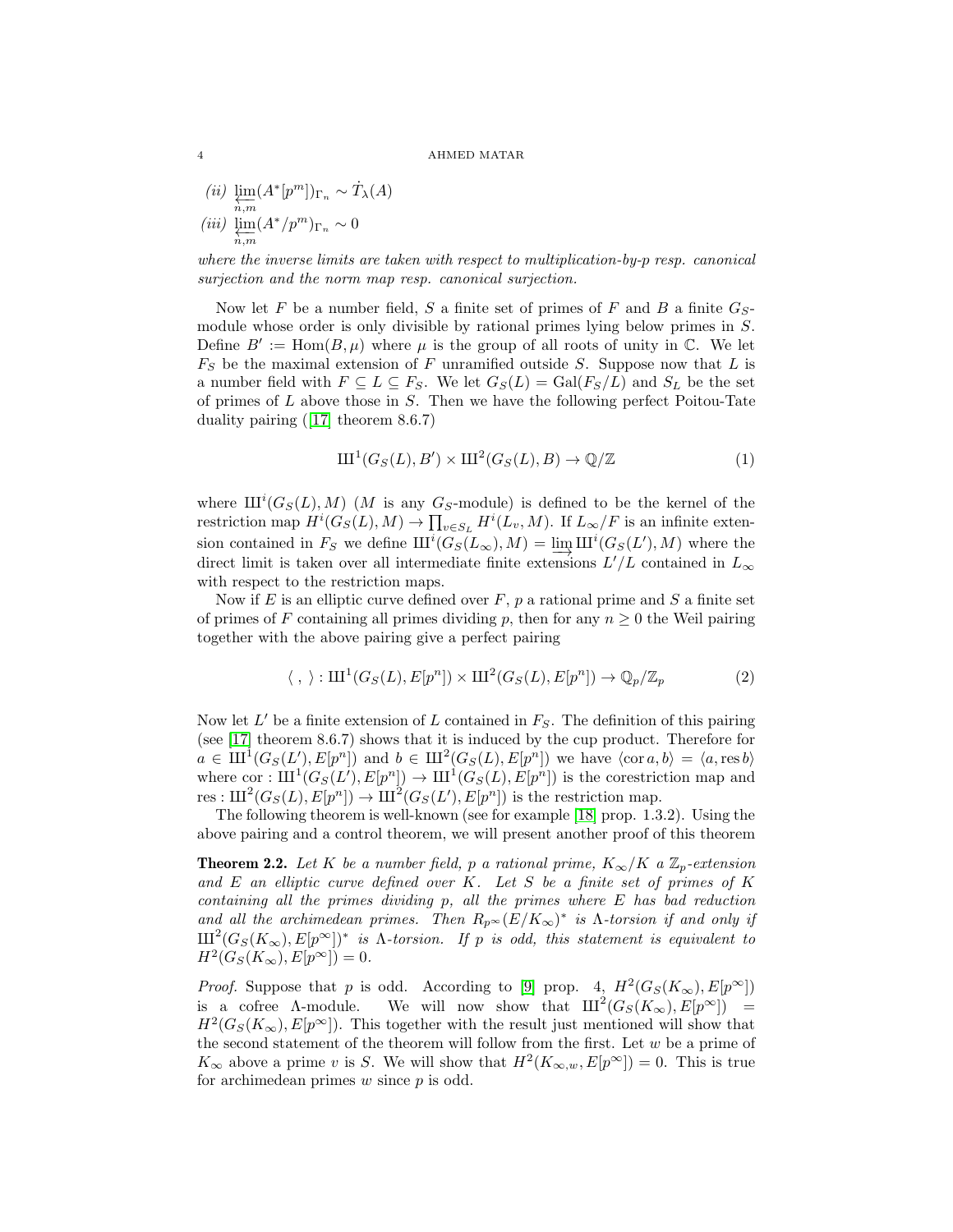*(ii)* $\varprojlim_{n,m} (A^*[p^m])_{\Gamma_n} \sim \dot{T}_\lambda(A)$

*(iii)* $\varprojlim_{n,m} (A^*/p^m)_{\Gamma_n} \sim 0$

*where the inverse limits are taken with respect to multiplication-by-p resp. canonical surjection and the norm map resp. canonical surjection.*

Now let $F$ be a number field, $S$ a finite set of primes of $F$ and $B$ a finite $G_S$-module whose order is only divisible by rational primes lying below primes in $S$. Define $B' := \mathrm{Hom}(B, \mu)$ where $\mu$ is the group of all roots of unity in $\mathbb{C}$. We let $F_S$ be the maximal extension of $F$ unramified outside $S$. Suppose now that $L$ is a number field with $F \subseteq L \subseteq F_S$. We let $G_S(L) = \mathrm{Gal}(F_S/L)$ and $S_L$ be the set of primes of $L$ above those in $S$. Then we have the following perfect Poitou-Tate duality pairing ([17] theorem 8.6.7)

$$Ш^1(G_S(L), B') \times Ш^2(G_S(L), B) \to \mathbb{Q}/\mathbb{Z} \tag{1}$$

where $Ш^i(G_S(L), M)$ ($M$ is any $G_S$-module) is defined to be the kernel of the restriction map $H^i(G_S(L), M) \to \prod_{v \in S_L} H^i(L_v, M)$. If $L_\infty/F$ is an infinite extension contained in $F_S$ we define $Ш^i(G_S(L_\infty), M) = \varinjlim Ш^i(G_S(L'), M)$ where the direct limit is taken over all intermediate finite extensions $L'/L$ contained in $L_\infty$ with respect to the restriction maps.

Now if $E$ is an elliptic curve defined over $F$, $p$ a rational prime and $S$ a finite set of primes of $F$ containing all primes dividing $p$, then for any $n \geq 0$ the Weil pairing together with the above pairing give a perfect pairing

$$\langle \ , \ \rangle : Ш^1(G_S(L), E[p^n]) \times Ш^2(G_S(L), E[p^n]) \to \mathbb{Q}_p/\mathbb{Z}_p \tag{2}$$

Now let $L'$ be a finite extension of $L$ contained in $F_S$. The definition of this pairing (see [17] theorem 8.6.7) shows that it is induced by the cup product. Therefore for $a \in Ш^1(G_S(L'), E[p^n])$ and $b \in Ш^2(G_S(L), E[p^n])$ we have $\langle \mathrm{cor}\, a, b\rangle = \langle a, \mathrm{res}\, b\rangle$ where $\mathrm{cor} : Ш^1(G_S(L'), E[p^n]) \to Ш^1(G_S(L), E[p^n])$ is the corestriction map and $\mathrm{res} : Ш^2(G_S(L), E[p^n]) \to Ш^2(G_S(L'), E[p^n])$ is the restriction map.

The following theorem is well-known (see for example [18] prop. 1.3.2). Using the above pairing and a control theorem, we will present another proof of this theorem

**Theorem 2.2.** *Let $K$ be a number field, $p$ a rational prime, $K_\infty/K$ a $\mathbb{Z}_p$-extension and $E$ an elliptic curve defined over $K$. Let $S$ be a finite set of primes of $K$ containing all the primes dividing $p$, all the primes where $E$ has bad reduction and all the archimedean primes. Then $R_{p^\infty}(E/K_\infty)^*$ is $\Lambda$-torsion if and only if $Ш^2(G_S(K_\infty), E[p^\infty])^*$ is $\Lambda$-torsion. If $p$ is odd, this statement is equivalent to $H^2(G_S(K_\infty), E[p^\infty]) = 0$.*

*Proof.* Suppose that $p$ is odd. According to [9] prop. 4, $H^2(G_S(K_\infty), E[p^\infty])$ is a cofree $\Lambda$-module. We will now show that $Ш^2(G_S(K_\infty), E[p^\infty]) = H^2(G_S(K_\infty), E[p^\infty])$. This together with the result just mentioned will show that the second statement of the theorem will follow from the first. Let $w$ be a prime of $K_\infty$ above a prime $v$ is $S$. We will show that $H^2(K_{\infty,w}, E[p^\infty]) = 0$. This is true for archimedean primes $w$ since $p$ is odd.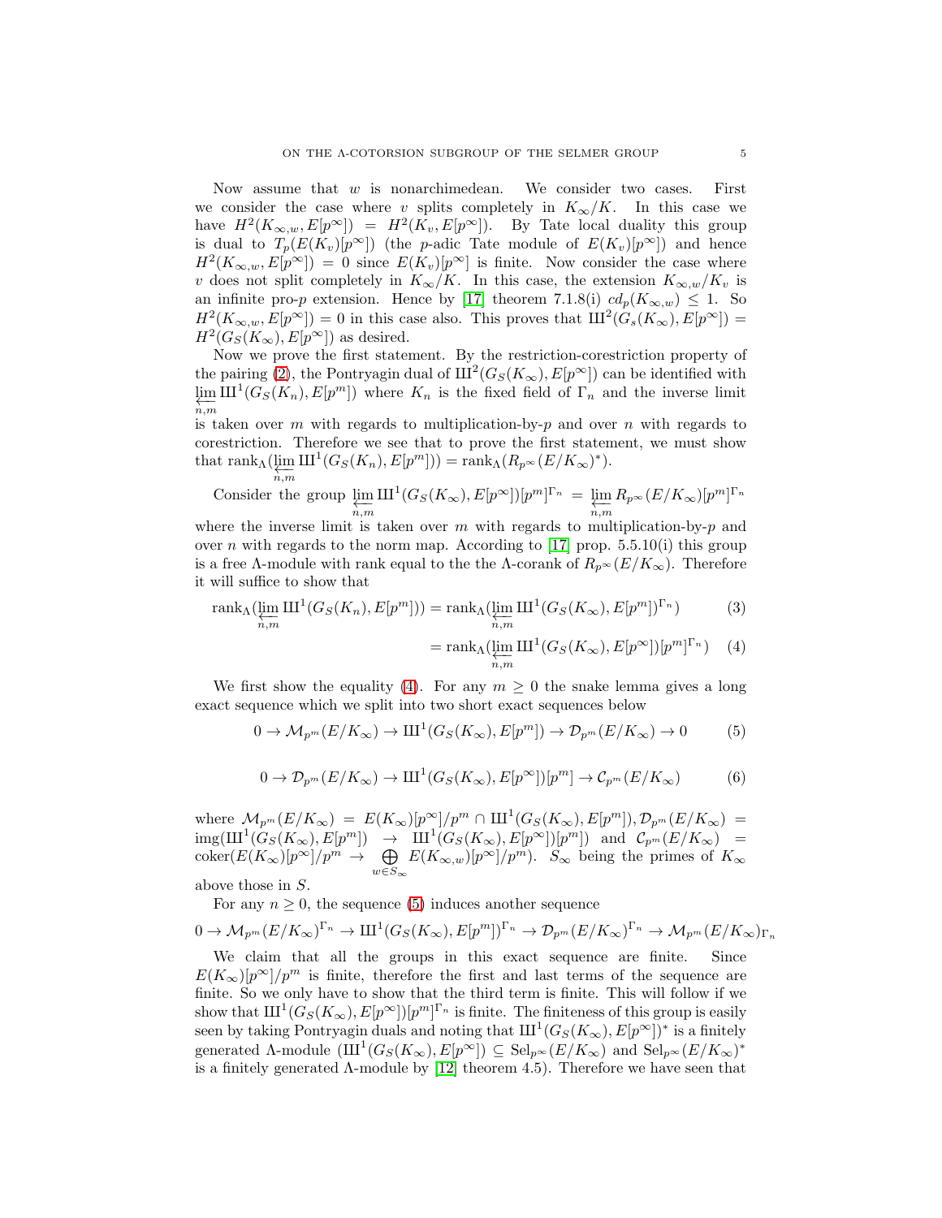Now assume that $w$ is nonarchimedean. We consider two cases. First we consider the case where $v$ splits completely in $K_\infty/K$. In this case we have $H^2(K_{\infty,w}, E[p^\infty]) = H^2(K_v, E[p^\infty])$. By Tate local duality this group is dual to $T_p(E(K_v)[p^\infty])$ (the $p$-adic Tate module of $E(K_v)[p^\infty]$) and hence $H^2(K_{\infty,w}, E[p^\infty]) = 0$ since $E(K_v)[p^\infty]$ is finite. Now consider the case where $v$ does not split completely in $K_\infty/K$. In this case, the extension $K_{\infty,w}/K_v$ is an infinite pro-$p$ extension. Hence by [17] theorem 7.1.8(i) $cd_p(K_{\infty,w}) \leq 1$. So $H^2(K_{\infty,w}, E[p^\infty]) = 0$ in this case also. This proves that $Ш^2(G_s(K_\infty), E[p^\infty]) = H^2(G_S(K_\infty), E[p^\infty])$ as desired.

Now we prove the first statement. By the restriction-corestriction property of the pairing (2), the Pontryagin dual of $Ш^2(G_S(K_\infty), E[p^\infty])$ can be identified with $\varprojlim_{n,m} Ш^1(G_S(K_n), E[p^m])$ where $K_n$ is the fixed field of $\Gamma_n$ and the inverse limit is taken over $m$ with regards to multiplication-by-$p$ and over $n$ with regards to corestriction. Therefore we see that to prove the first statement, we must show that $\mathrm{rank}_\Lambda(\varprojlim_{n,m} Ш^1(G_S(K_n), E[p^m])) = \mathrm{rank}_\Lambda(R_{p^\infty}(E/K_\infty)^*)$.

Consider the group $\varprojlim_{n,m} Ш^1(G_S(K_\infty), E[p^\infty])[p^m]^{\Gamma_n} = \varprojlim_{n,m} R_{p^\infty}(E/K_\infty)[p^m]^{\Gamma_n}$ where the inverse limit is taken over $m$ with regards to multiplication-by-$p$ and over $n$ with regards to the norm map. According to [17] prop. 5.5.10(i) this group is a free $\Lambda$-module with rank equal to the the $\Lambda$-corank of $R_{p^\infty}(E/K_\infty)$. Therefore it will suffice to show that

$$\mathrm{rank}_\Lambda(\varprojlim_{n,m} Ш^1(G_S(K_n), E[p^m])) = \mathrm{rank}_\Lambda(\varprojlim_{n,m} Ш^1(G_S(K_\infty), E[p^m])^{\Gamma_n}) \tag{3}$$

$$= \mathrm{rank}_\Lambda(\varprojlim_{n,m} Ш^1(G_S(K_\infty), E[p^\infty])[p^m]^{\Gamma_n}) \tag{4}$$

We first show the equality (4). For any $m \geq 0$ the snake lemma gives a long exact sequence which we split into two short exact sequences below

$$0 \to \mathcal{M}_{p^m}(E/K_\infty) \to Ш^1(G_S(K_\infty), E[p^m]) \to \mathcal{D}_{p^m}(E/K_\infty) \to 0 \tag{5}$$

$$0 \to \mathcal{D}_{p^m}(E/K_\infty) \to Ш^1(G_S(K_\infty), E[p^\infty])[p^m] \to \mathcal{C}_{p^m}(E/K_\infty) \tag{6}$$

where $\mathcal{M}_{p^m}(E/K_\infty) = E(K_\infty)[p^\infty]/p^m \cap Ш^1(G_S(K_\infty), E[p^m]), \mathcal{D}_{p^m}(E/K_\infty) = \mathrm{img}(Ш^1(G_S(K_\infty), E[p^m]) \to Ш^1(G_S(K_\infty), E[p^\infty])[p^m])$ and $\mathcal{C}_{p^m}(E/K_\infty) = \mathrm{coker}(E(K_\infty)[p^\infty]/p^m \to \bigoplus_{w \in S_\infty} E(K_{\infty,w})[p^\infty]/p^m)$. $S_\infty$ being the primes of $K_\infty$ above those in $S$.

For any $n \geq 0$, the sequence (5) induces another sequence

$$0 \to \mathcal{M}_{p^m}(E/K_\infty)^{\Gamma_n} \to Ш^1(G_S(K_\infty), E[p^m])^{\Gamma_n} \to \mathcal{D}_{p^m}(E/K_\infty)^{\Gamma_n} \to \mathcal{M}_{p^m}(E/K_\infty)_{\Gamma_n}$$

We claim that all the groups in this exact sequence are finite. Since $E(K_\infty)[p^\infty]/p^m$ is finite, therefore the first and last terms of the sequence are finite. So we only have to show that the third term is finite. This will follow if we show that $Ш^1(G_S(K_\infty), E[p^\infty])[p^m]^{\Gamma_n}$ is finite. The finiteness of this group is easily seen by taking Pontryagin duals and noting that $Ш^1(G_S(K_\infty), E[p^\infty])^*$ is a finitely generated $\Lambda$-module ($Ш^1(G_S(K_\infty), E[p^\infty]) \subseteq \mathrm{Sel}_{p^\infty}(E/K_\infty)$ and $\mathrm{Sel}_{p^\infty}(E/K_\infty)^*$ is a finitely generated $\Lambda$-module by [12] theorem 4.5). Therefore we have seen that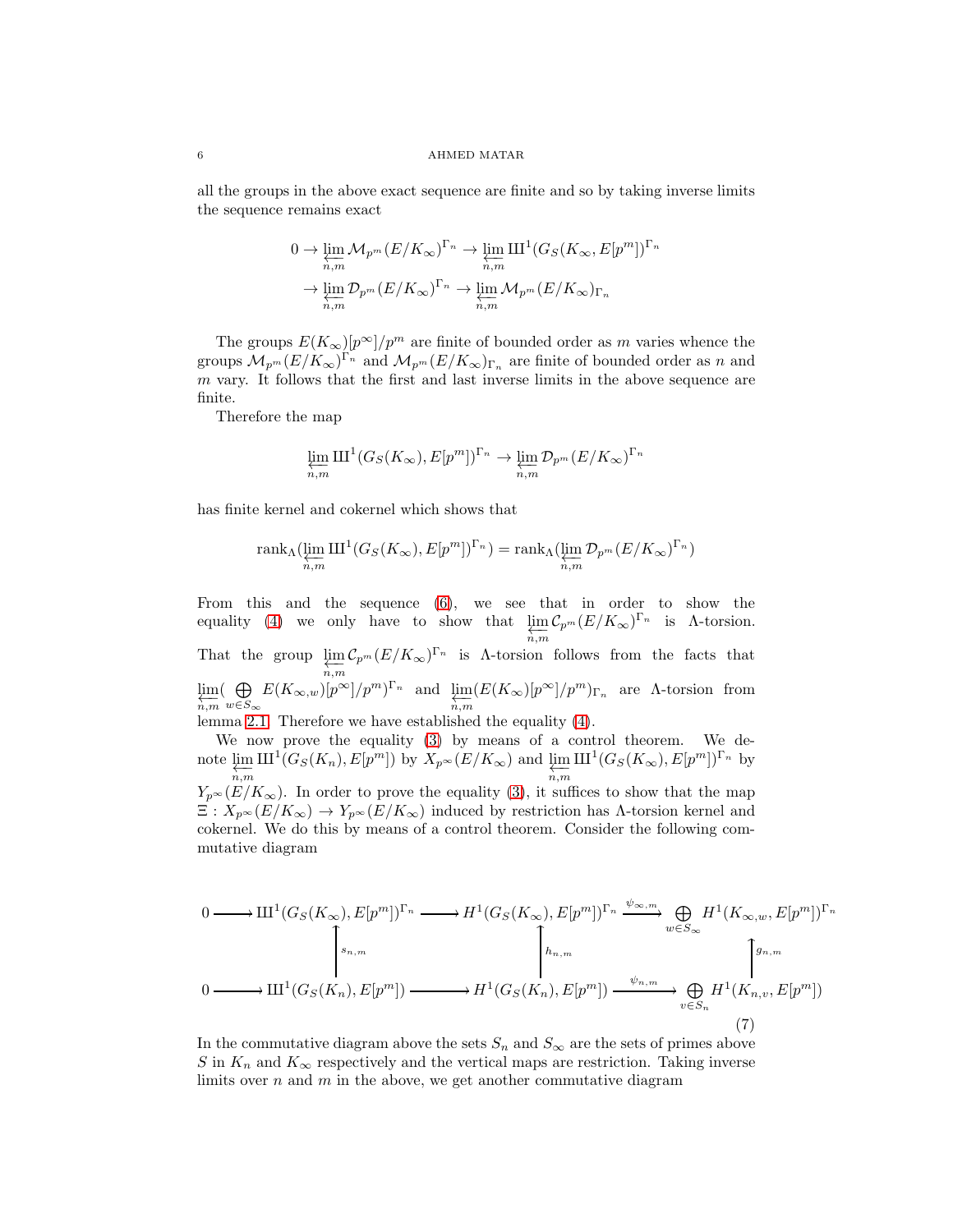all the groups in the above exact sequence are finite and so by taking inverse limits the sequence remains exact

$$0 \to \varprojlim_{n,m} \mathcal{M}_{p^m}(E/K_\infty)^{\Gamma_n} \to \varprojlim_{n,m} Ш^1(G_S(K_\infty, E[p^m])^{\Gamma_n}$$
$$\to \varprojlim_{n,m} \mathcal{D}_{p^m}(E/K_\infty)^{\Gamma_n} \to \varprojlim_{n,m} \mathcal{M}_{p^m}(E/K_\infty)_{\Gamma_n}$$

The groups $E(K_\infty)[p^\infty]/p^m$ are finite of bounded order as $m$ varies whence the groups $\mathcal{M}_{p^m}(E/K_\infty)^{\Gamma_n}$ and $\mathcal{M}_{p^m}(E/K_\infty)_{\Gamma_n}$ are finite of bounded order as $n$ and $m$ vary. It follows that the first and last inverse limits in the above sequence are finite.

Therefore the map

$$\varprojlim_{n,m} Ш^1(G_S(K_\infty), E[p^m])^{\Gamma_n} \to \varprojlim_{n,m} \mathcal{D}_{p^m}(E/K_\infty)^{\Gamma_n}$$

has finite kernel and cokernel which shows that

$$\mathrm{rank}_\Lambda(\varprojlim_{n,m} Ш^1(G_S(K_\infty), E[p^m])^{\Gamma_n}) = \mathrm{rank}_\Lambda(\varprojlim_{n,m} \mathcal{D}_{p^m}(E/K_\infty)^{\Gamma_n})$$

From this and the sequence (6), we see that in order to show the equality (4) we only have to show that $\varprojlim_{n,m} \mathcal{C}_{p^m}(E/K_\infty)^{\Gamma_n}$ is $\Lambda$-torsion. That the group $\varprojlim_{n,m} \mathcal{C}_{p^m}(E/K_\infty)^{\Gamma_n}$ is $\Lambda$-torsion follows from the facts that $\varprojlim_{n,m}(\bigoplus_{w \in S_\infty} E(K_{\infty,w})[p^\infty]/p^m)^{\Gamma_n}$ and $\varprojlim_{n,m}(E(K_\infty)[p^\infty]/p^m)_{\Gamma_n}$ are $\Lambda$-torsion from lemma 2.1. Therefore we have established the equality (4).

We now prove the equality (3) by means of a control theorem. We denote $\varprojlim_{n,m} Ш^1(G_S(K_n), E[p^m])$ by $X_{p^\infty}(E/K_\infty)$ and $\varprojlim_{n,m} Ш^1(G_S(K_\infty), E[p^m])^{\Gamma_n}$ by $Y_{p^\infty}(E/K_\infty)$. In order to prove the equality (3), it suffices to show that the map $\Xi : X_{p^\infty}(E/K_\infty) \to Y_{p^\infty}(E/K_\infty)$ induced by restriction has $\Lambda$-torsion kernel and cokernel. We do this by means of a control theorem. Consider the following commutative diagram

$$\begin{array}{ccccccc}
0 \longrightarrow & Ш^1(G_S(K_\infty), E[p^m])^{\Gamma_n} & \longrightarrow & H^1(G_S(K_\infty), E[p^m])^{\Gamma_n} & \xrightarrow{\psi_{\infty,m}} & \bigoplus_{w \in S_\infty} H^1(K_{\infty,w}, E[p^m])^{\Gamma_n} \\
 & \uparrow s_{n,m} & & \uparrow h_{n,m} & & \uparrow g_{n,m} \\
0 \longrightarrow & Ш^1(G_S(K_n), E[p^m]) & \longrightarrow & H^1(G_S(K_n), E[p^m]) & \xrightarrow{\psi_{n,m}} & \bigoplus_{v \in S_n} H^1(K_{n,v}, E[p^m])
\end{array} \quad (7)$$

In the commutative diagram above the sets $S_n$ and $S_\infty$ are the sets of primes above $S$ in $K_n$ and $K_\infty$ respectively and the vertical maps are restriction. Taking inverse limits over $n$ and $m$ in the above, we get another commutative diagram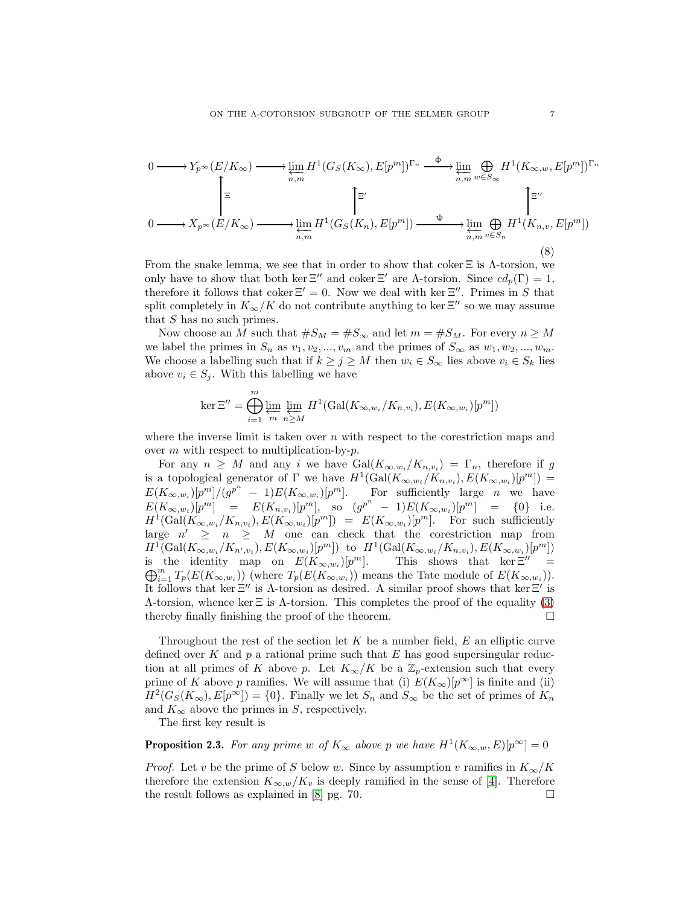$$
\begin{array}{ccccccc}
0 \longrightarrow & Y_{p^\infty}(E/K_\infty) & \longrightarrow & \varprojlim_{n,m} H^1(G_S(K_\infty), E[p^m])^{\Gamma_n} & \xrightarrow{\ \phi\ } & \varprojlim_{n,m} \bigoplus_{w \in S_\infty} H^1(K_{\infty,w}, E[p^m])^{\Gamma_n} \\
& \uparrow \Xi & & \uparrow \Xi' & & \uparrow \Xi'' \\
0 \longrightarrow & X_{p^\infty}(E/K_\infty) & \longrightarrow & \varprojlim_{n,m} H^1(G_S(K_n), E[p^m]) & \xrightarrow{\ \psi\ } & \varprojlim_{n,m} \bigoplus_{v \in S_n} H^1(K_{n,v}, E[p^m])
\end{array}
\tag{8}
$$

From the snake lemma, we see that in order to show that $\operatorname{coker}\Xi$ is $\Lambda$-torsion, we only have to show that both $\ker\Xi''$ and $\operatorname{coker}\Xi'$ are $\Lambda$-torsion. Since $cd_p(\Gamma) = 1$, therefore it follows that $\operatorname{coker}\Xi' = 0$. Now we deal with $\ker\Xi''$. Primes in $S$ that split completely in $K_\infty/K$ do not contribute anything to $\ker\Xi''$ so we may assume that $S$ has no such primes.

Now choose an $M$ such that $\#S_M = \#S_\infty$ and let $m = \#S_M$. For every $n \geq M$ we label the primes in $S_n$ as $v_1, v_2, ..., v_m$ and the primes of $S_\infty$ as $w_1, w_2, ..., w_m$. We choose a labelling such that if $k \geq j \geq M$ then $w_i \in S_\infty$ lies above $v_i \in S_k$ lies above $v_i \in S_j$. With this labelling we have

$$
\ker\Xi'' = \bigoplus_{i=1}^{m} \varprojlim_{m} \varprojlim_{n \geq M} H^1(\operatorname{Gal}(K_{\infty,w_i}/K_{n,v_i}), E(K_{\infty,w_i})[p^m])
$$

where the inverse limit is taken over $n$ with respect to the corestriction maps and over $m$ with respect to multiplication-by-$p$.

For any $n \geq M$ and any $i$ we have $\operatorname{Gal}(K_{\infty,w_i}/K_{n,v_i}) = \Gamma_n$, therefore if $g$ is a topological generator of $\Gamma$ we have $H^1(\operatorname{Gal}(K_{\infty,w_i}/K_{n,v_i}), E(K_{\infty,w_i})[p^m]) = E(K_{\infty,w_i})[p^m]/(g^{p^n} - 1)E(K_{\infty,w_i})[p^m]$. For sufficiently large $n$ we have $E(K_{\infty,w_i})[p^m] = E(K_{n,v_i})[p^m]$, so $(g^{p^n} - 1)E(K_{\infty,w_i})[p^m] = \{0\}$ i.e. $H^1(\operatorname{Gal}(K_{\infty,w_i}/K_{n,v_i}), E(K_{\infty,w_i})[p^m]) = E(K_{\infty,w_i})[p^m]$. For such sufficiently large $n' \geq n \geq M$ one can check that the corestriction map from $H^1(\operatorname{Gal}(K_{\infty,w_i}/K_{n',v_i}), E(K_{\infty,w_i})[p^m])$ to $H^1(\operatorname{Gal}(K_{\infty,w_i}/K_{n,v_i}), E(K_{\infty,w_i})[p^m])$ is the identity map on $E(K_{\infty,w_i})[p^m]$. This shows that $\ker\Xi'' = \bigoplus_{i=1}^{m} T_p(E(K_{\infty,w_i}))$ (where $T_p(E(K_{\infty,w_i}))$ means the Tate module of $E(K_{\infty,w_i})$). It follows that $\ker\Xi''$ is $\Lambda$-torsion as desired. A similar proof shows that $\ker\Xi'$ is $\Lambda$-torsion, whence $\ker\Xi$ is $\Lambda$-torsion. This completes the proof of the equality (3) thereby finally finishing the proof of the theorem. $\square$

Throughout the rest of the section let $K$ be a number field, $E$ an elliptic curve defined over $K$ and $p$ a rational prime such that $E$ has good supersingular reduction at all primes of $K$ above $p$. Let $K_\infty/K$ be a $\mathbb{Z}_p$-extension such that every prime of $K$ above $p$ ramifies. We will assume that (i) $E(K_\infty)[p^\infty]$ is finite and (ii) $H^2(G_S(K_\infty), E[p^\infty]) = \{0\}$. Finally we let $S_n$ and $S_\infty$ be the set of primes of $K_n$ and $K_\infty$ above the primes in $S$, respectively.

The first key result is

**Proposition 2.3.** *For any prime $w$ of $K_\infty$ above $p$ we have $H^1(K_{\infty,w}, E)[p^\infty] = 0$*

*Proof.* Let $v$ be the prime of $S$ below $w$. Since by assumption $v$ ramifies in $K_\infty/K$ therefore the extension $K_{\infty,w}/K_v$ is deeply ramified in the sense of [4]. Therefore the result follows as explained in [8] pg. 70. $\square$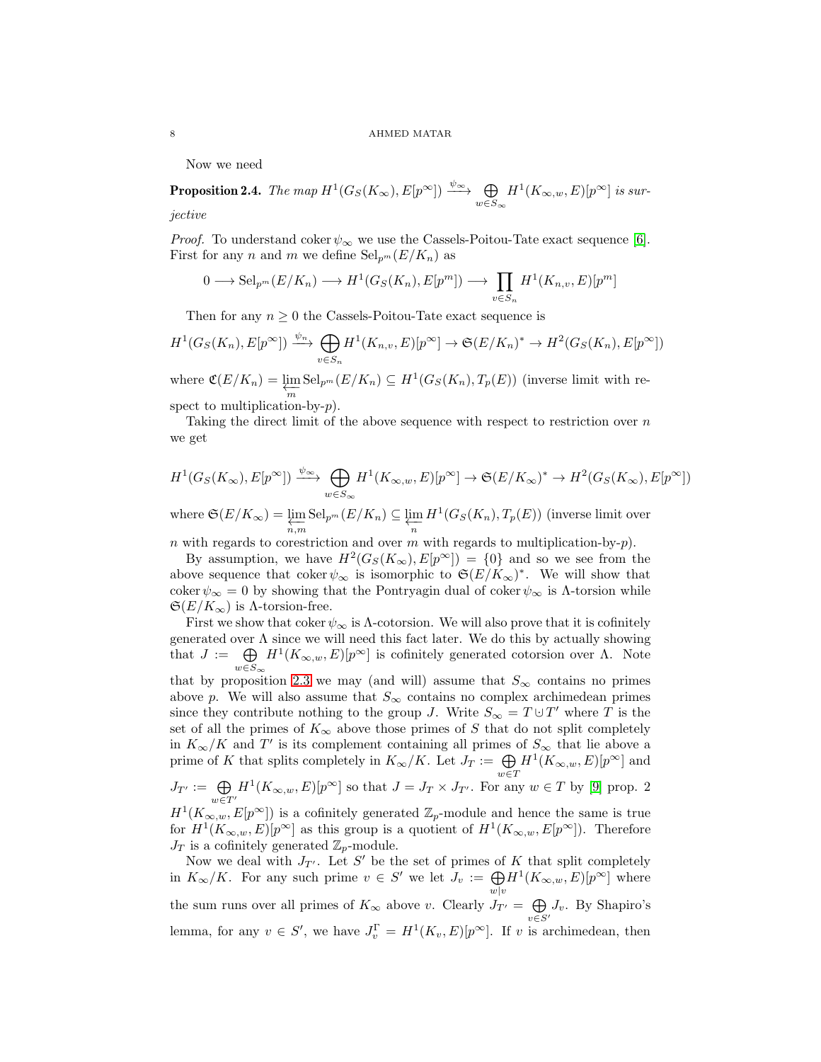Now we need

**Proposition 2.4.** *The map $H^1(G_S(K_\infty), E[p^\infty]) \xrightarrow{\psi_\infty} \bigoplus_{w \in S_\infty} H^1(K_{\infty,w}, E)[p^\infty]$ is surjective*

*Proof.* To understand $\operatorname{coker} \psi_\infty$ we use the Cassels-Poitou-Tate exact sequence [6]. First for any $n$ and $m$ we define $\mathrm{Sel}_{p^m}(E/K_n)$ as

$$0 \longrightarrow \mathrm{Sel}_{p^m}(E/K_n) \longrightarrow H^1(G_S(K_n), E[p^m]) \longrightarrow \prod_{v \in S_n} H^1(K_{n,v}, E)[p^m]$$

Then for any $n \geq 0$ the Cassels-Poitou-Tate exact sequence is

$$H^1(G_S(K_n), E[p^\infty]) \xrightarrow{\psi_n} \bigoplus_{v \in S_n} H^1(K_{n,v}, E)[p^\infty] \to \mathfrak{S}(E/K_n)^* \to H^2(G_S(K_n), E[p^\infty])$$

where $\mathfrak{C}(E/K_n) = \varprojlim_m \mathrm{Sel}_{p^m}(E/K_n) \subseteq H^1(G_S(K_n), T_p(E))$ (inverse limit with respect to multiplication-by-$p$).

Taking the direct limit of the above sequence with respect to restriction over $n$ we get

$$H^1(G_S(K_\infty), E[p^\infty]) \xrightarrow{\psi_\infty} \bigoplus_{w \in S_\infty} H^1(K_{\infty,w}, E)[p^\infty] \to \mathfrak{S}(E/K_\infty)^* \to H^2(G_S(K_\infty), E[p^\infty])$$

where $\mathfrak{S}(E/K_\infty) = \varprojlim_{n,m} \mathrm{Sel}_{p^m}(E/K_n) \subseteq \varprojlim_n H^1(G_S(K_n), T_p(E))$ (inverse limit over $n$ with regards to corestriction and over $m$ with regards to multiplication-by-$p$).

By assumption, we have $H^2(G_S(K_\infty), E[p^\infty]) = \{0\}$ and so we see from the above sequence that $\operatorname{coker} \psi_\infty$ is isomorphic to $\mathfrak{S}(E/K_\infty)^*$. We will show that $\operatorname{coker} \psi_\infty = 0$ by showing that the Pontryagin dual of $\operatorname{coker} \psi_\infty$ is $\Lambda$-torsion while $\mathfrak{S}(E/K_\infty)$ is $\Lambda$-torsion-free.

First we show that $\operatorname{coker} \psi_\infty$ is $\Lambda$-cotorsion. We will also prove that it is cofinitely generated over $\Lambda$ since we will need this fact later. We do this by actually showing that $J := \bigoplus_{w \in S_\infty} H^1(K_{\infty,w}, E)[p^\infty]$ is cofinitely generated cotorsion over $\Lambda$. Note that by proposition 2.3 we may (and will) assume that $S_\infty$ contains no primes above $p$. We will also assume that $S_\infty$ contains no complex archimedean primes since they contribute nothing to the group $J$. Write $S_\infty = T \cup T'$ where $T$ is the set of all the primes of $K_\infty$ above those primes of $S$ that do not split completely in $K_\infty/K$ and $T'$ is its complement containing all primes of $S_\infty$ that lie above a prime of $K$ that splits completely in $K_\infty/K$. Let $J_T := \bigoplus_{w \in T} H^1(K_{\infty,w}, E)[p^\infty]$ and $J_{T'} := \bigoplus_{w \in T'} H^1(K_{\infty,w}, E)[p^\infty]$ so that $J = J_T \times J_{T'}$. For any $w \in T$ by [9] prop. 2 $H^1(K_{\infty,w}, E[p^\infty])$ is a cofinitely generated $\mathbb{Z}_p$-module and hence the same is true for $H^1(K_{\infty,w}, E)[p^\infty]$ as this group is a quotient of $H^1(K_{\infty,w}, E[p^\infty])$. Therefore $J_T$ is a cofinitely generated $\mathbb{Z}_p$-module.

Now we deal with $J_{T'}$. Let $S'$ be the set of primes of $K$ that split completely in $K_\infty/K$. For any such prime $v \in S'$ we let $J_v := \bigoplus_{w|v} H^1(K_{\infty,w}, E)[p^\infty]$ where the sum runs over all primes of $K_\infty$ above $v$. Clearly $J_{T'} = \bigoplus_{v \in S'} J_v$. By Shapiro's lemma, for any $v \in S'$, we have $J_v^\Gamma = H^1(K_v, E)[p^\infty]$. If $v$ is archimedean, then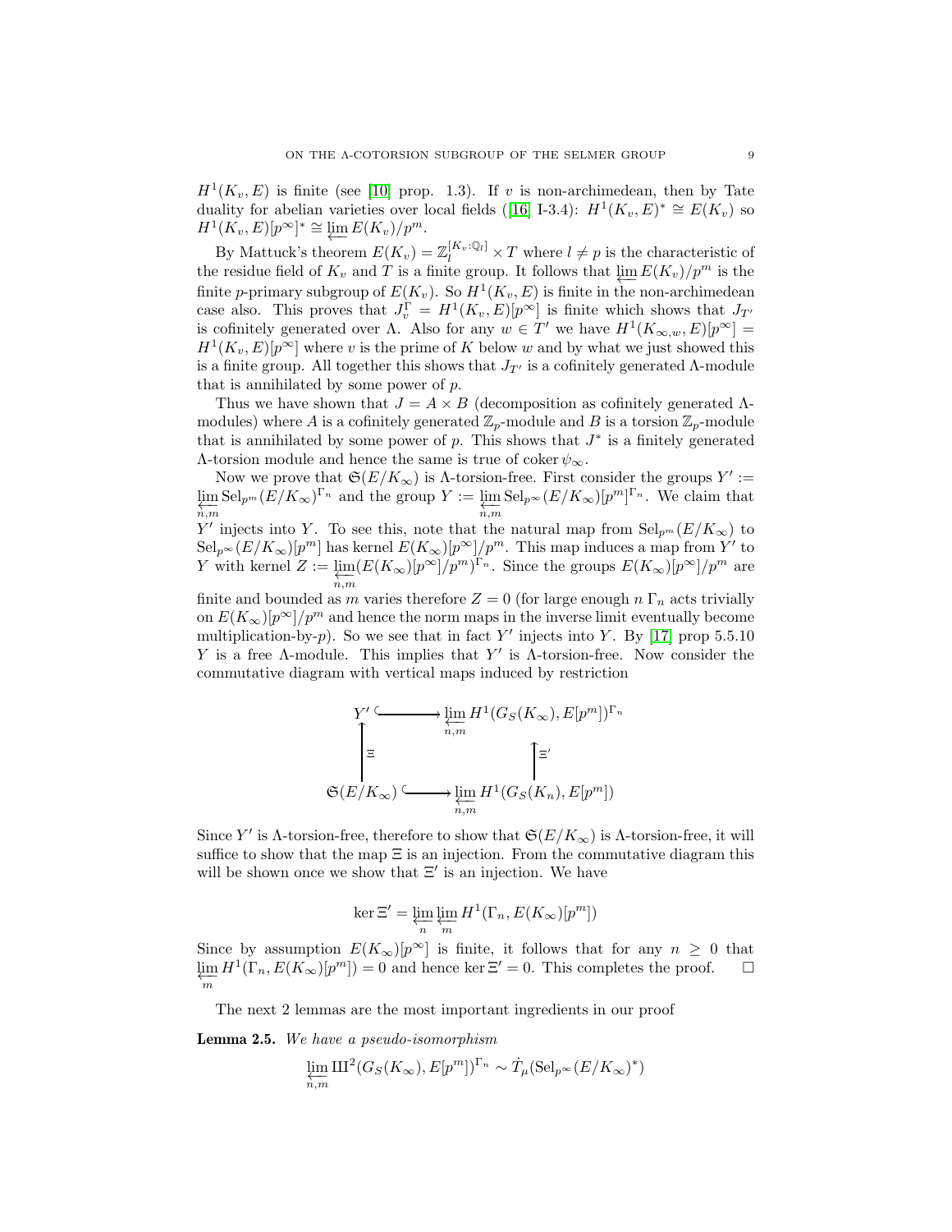$H^1(K_v, E)$ is finite (see [10] prop. 1.3). If $v$ is non-archimedean, then by Tate duality for abelian varieties over local fields ([16] I-3.4): $H^1(K_v, E)^* \cong E(K_v)$ so $H^1(K_v, E)[p^\infty]^* \cong \varprojlim E(K_v)/p^m$.

By Mattuck's theorem $E(K_v) = \mathbb{Z}_l^{[K_v:\mathbb{Q}_l]} \times T$ where $l \neq p$ is the characteristic of the residue field of $K_v$ and $T$ is a finite group. It follows that $\varprojlim E(K_v)/p^m$ is the finite $p$-primary subgroup of $E(K_v)$. So $H^1(K_v, E)$ is finite in the non-archimedean case also. This proves that $J_v^\Gamma = H^1(K_v, E)[p^\infty]$ is finite which shows that $J_{T'}$ is cofinitely generated over $\Lambda$. Also for any $w \in T'$ we have $H^1(K_{\infty,w}, E)[p^\infty] = H^1(K_v, E)[p^\infty]$ where $v$ is the prime of $K$ below $w$ and by what we just showed this is a finite group. All together this shows that $J_{T'}$ is a cofinitely generated $\Lambda$-module that is annihilated by some power of $p$.

Thus we have shown that $J = A \times B$ (decomposition as cofinitely generated $\Lambda$-modules) where $A$ is a cofinitely generated $\mathbb{Z}_p$-module and $B$ is a torsion $\mathbb{Z}_p$-module that is annihilated by some power of $p$. This shows that $J^*$ is a finitely generated $\Lambda$-torsion module and hence the same is true of $\operatorname{coker} \psi_\infty$.

Now we prove that $\mathfrak{S}(E/K_\infty)$ is $\Lambda$-torsion-free. First consider the groups $Y' := \varprojlim_{n,m} \operatorname{Sel}_{p^m}(E/K_\infty)^{\Gamma_n}$ and the group $Y := \varprojlim_{n,m} \operatorname{Sel}_{p^\infty}(E/K_\infty)[p^m]^{\Gamma_n}$. We claim that $Y'$ injects into $Y$. To see this, note that the natural map from $\operatorname{Sel}_{p^m}(E/K_\infty)$ to $\operatorname{Sel}_{p^\infty}(E/K_\infty)[p^m]$ has kernel $E(K_\infty)[p^\infty]/p^m$. This map induces a map from $Y'$ to $Y$ with kernel $Z := \varprojlim_{n,m}(E(K_\infty)[p^\infty]/p^m)^{\Gamma_n}$. Since the groups $E(K_\infty)[p^\infty]/p^m$ are finite and bounded as $m$ varies therefore $Z = 0$ (for large enough $n$ $\Gamma_n$ acts trivially on $E(K_\infty)[p^\infty]/p^m$ and hence the norm maps in the inverse limit eventually become multiplication-by-$p$). So we see that in fact $Y'$ injects into $Y$. By [17] prop 5.5.10 $Y$ is a free $\Lambda$-module. This implies that $Y'$ is $\Lambda$-torsion-free. Now consider the commutative diagram with vertical maps induced by restriction

$$
\begin{array}{ccc}
Y' & \hookrightarrow & \varprojlim_{n,m} H^1(G_S(K_\infty), E[p^m])^{\Gamma_n} \\
\uparrow \Xi & & \uparrow \Xi' \\
\mathfrak{S}(E/K_\infty) & \hookrightarrow & \varprojlim_{n,m} H^1(G_S(K_n), E[p^m])
\end{array}
$$

Since $Y'$ is $\Lambda$-torsion-free, therefore to show that $\mathfrak{S}(E/K_\infty)$ is $\Lambda$-torsion-free, it will suffice to show that the map $\Xi$ is an injection. From the commutative diagram this will be shown once we show that $\Xi'$ is an injection. We have

$$\ker \Xi' = \varprojlim_n \varprojlim_m H^1(\Gamma_n, E(K_\infty)[p^m])$$

Since by assumption $E(K_\infty)[p^\infty]$ is finite, it follows that for any $n \geq 0$ that $\varprojlim_m H^1(\Gamma_n, E(K_\infty)[p^m]) = 0$ and hence $\ker \Xi' = 0$. This completes the proof. $\square$

The next 2 lemmas are the most important ingredients in our proof

**Lemma 2.5.** *We have a pseudo-isomorphism*

$$\varprojlim_{n,m} Ш^2(G_S(K_\infty), E[p^m])^{\Gamma_n} \sim \dot{T}_\mu(\operatorname{Sel}_{p^\infty}(E/K_\infty)^*)$$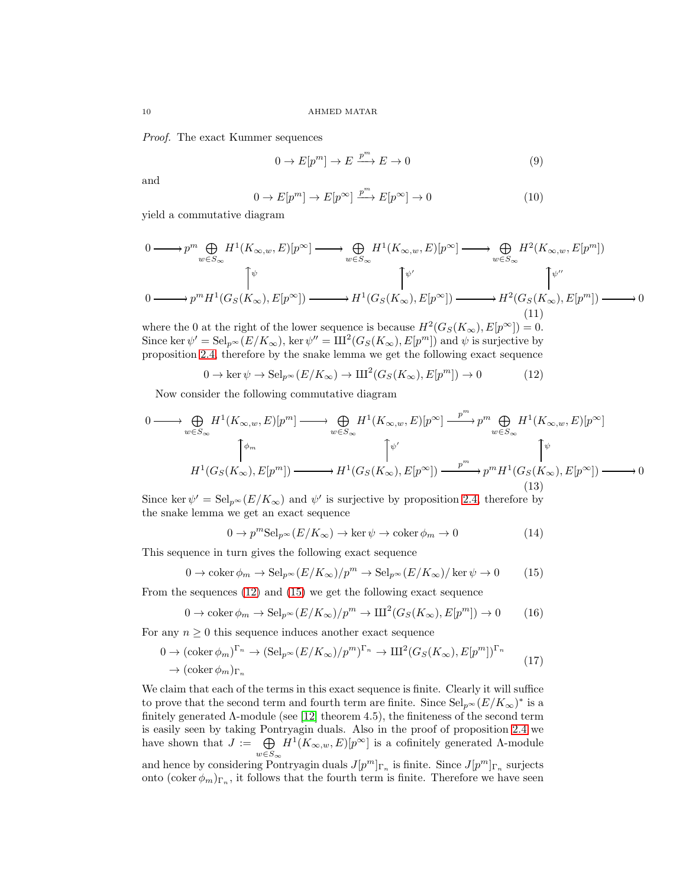*Proof.* The exact Kummer sequences

$$0 \to E[p^m] \to E \xrightarrow{p^m} E \to 0 \tag{9}$$

and

$$0 \to E[p^m] \to E[p^\infty] \xrightarrow{p^m} E[p^\infty] \to 0 \tag{10}$$

yield a commutative diagram

$$\begin{array}{ccccccc}
0 \longrightarrow & p^m \bigoplus_{w\in S_\infty} H^1(K_{\infty,w}, E)[p^\infty] & \longrightarrow & \bigoplus_{w\in S_\infty} H^1(K_{\infty,w}, E)[p^\infty] & \longrightarrow & \bigoplus_{w\in S_\infty} H^2(K_{\infty,w}, E[p^m]) & \\
& \uparrow \psi & & \uparrow \psi' & & \uparrow \psi'' & \\
0 \longrightarrow & p^m H^1(G_S(K_\infty), E[p^\infty]) & \longrightarrow & H^1(G_S(K_\infty), E[p^\infty]) & \longrightarrow & H^2(G_S(K_\infty), E[p^m]) & \longrightarrow 0
\end{array} \tag{11}$$

where the 0 at the right of the lower sequence is because $H^2(G_S(K_\infty), E[p^\infty]) = 0$. Since $\ker \psi' = \mathrm{Sel}_{p^\infty}(E/K_\infty)$, $\ker \psi'' = Ш^2(G_S(K_\infty), E[p^m])$ and $\psi$ is surjective by proposition 2.4, therefore by the snake lemma we get the following exact sequence

$$0 \to \ker \psi \to \mathrm{Sel}_{p^\infty}(E/K_\infty) \to Ш^2(G_S(K_\infty), E[p^m]) \to 0 \tag{12}$$

Now consider the following commutative diagram

$$\begin{array}{ccccccc}
0 \longrightarrow & \bigoplus_{w\in S_\infty} H^1(K_{\infty,w}, E)[p^m] & \longrightarrow & \bigoplus_{w\in S_\infty} H^1(K_{\infty,w}, E)[p^\infty] & \xrightarrow{p^m} & p^m \bigoplus_{w\in S_\infty} H^1(K_{\infty,w}, E)[p^\infty] & \\
& \uparrow \phi_m & & \uparrow \psi' & & \uparrow \psi & \\
& H^1(G_S(K_\infty), E[p^m]) & \longrightarrow & H^1(G_S(K_\infty), E[p^\infty]) & \xrightarrow{p^m} & p^m H^1(G_S(K_\infty), E[p^\infty]) & \longrightarrow 0
\end{array} \tag{13}$$

Since $\ker \psi' = \mathrm{Sel}_{p^\infty}(E/K_\infty)$ and $\psi'$ is surjective by proposition 2.4, therefore by the snake lemma we get an exact sequence

$$0 \to p^m \mathrm{Sel}_{p^\infty}(E/K_\infty) \to \ker \psi \to \operatorname{coker} \phi_m \to 0 \tag{14}$$

This sequence in turn gives the following exact sequence

$$0 \to \operatorname{coker} \phi_m \to \mathrm{Sel}_{p^\infty}(E/K_\infty)/p^m \to \mathrm{Sel}_{p^\infty}(E/K_\infty)/\ker \psi \to 0 \tag{15}$$

From the sequences (12) and (15) we get the following exact sequence

$$0 \to \operatorname{coker} \phi_m \to \mathrm{Sel}_{p^\infty}(E/K_\infty)/p^m \to Ш^2(G_S(K_\infty), E[p^m]) \to 0 \tag{16}$$

For any $n \geq 0$ this sequence induces another exact sequence

$$\begin{aligned}
0 &\to (\operatorname{coker} \phi_m)^{\Gamma_n} \to (\mathrm{Sel}_{p^\infty}(E/K_\infty)/p^m)^{\Gamma_n} \to Ш^2(G_S(K_\infty), E[p^m])^{\Gamma_n} \\
&\to (\operatorname{coker} \phi_m)_{\Gamma_n}
\end{aligned} \tag{17}$$

We claim that each of the terms in this exact sequence is finite. Clearly it will suffice to prove that the second term and fourth term are finite. Since $\mathrm{Sel}_{p^\infty}(E/K_\infty)^*$ is a finitely generated $\Lambda$-module (see [12] theorem 4.5), the finiteness of the second term is easily seen by taking Pontryagin duals. Also in the proof of proposition 2.4 we have shown that $J := \bigoplus_{w\in S_\infty} H^1(K_{\infty,w}, E)[p^\infty]$ is a cofinitely generated $\Lambda$-module and hence by considering Pontryagin duals $J[p^m]_{\Gamma_n}$ is finite. Since $J[p^m]_{\Gamma_n}$ surjects onto $(\operatorname{coker} \phi_m)_{\Gamma_n}$, it follows that the fourth term is finite. Therefore we have seen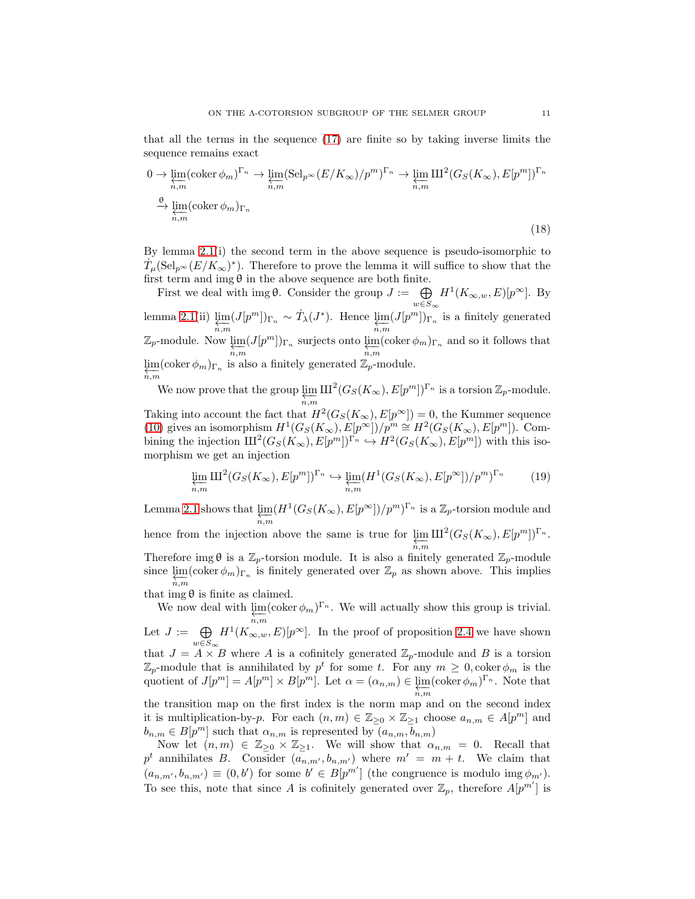that all the terms in the sequence (17) are finite so by taking inverse limits the sequence remains exact

$$0 \to \varprojlim_{n,m} (\operatorname{coker} \phi_m)^{\Gamma_n} \to \varprojlim_{n,m} (\mathrm{Sel}_{p^\infty}(E/K_\infty)/p^m)^{\Gamma_n} \to \varprojlim_{n,m} Ш^2(G_S(K_\infty), E[p^m])^{\Gamma_n}$$
$$\xrightarrow{\theta} \varprojlim_{n,m} (\operatorname{coker} \phi_m)_{\Gamma_n} \tag{18}$$

By lemma 2.1(i) the second term in the above sequence is pseudo-isomorphic to $\dot{T}_\mu(\mathrm{Sel}_{p^\infty}(E/K_\infty)^*)$. Therefore to prove the lemma it will suffice to show that the first term and $\operatorname{img} \theta$ in the above sequence are both finite.

First we deal with $\operatorname{img} \theta$. Consider the group $J := \bigoplus_{w \in S_\infty} H^1(K_{\infty,w}, E)[p^\infty]$. By lemma 2.1(ii) $\varprojlim_{n,m} (J[p^m])_{\Gamma_n} \sim \dot{T}_\lambda(J^*)$. Hence $\varprojlim_{n,m} (J[p^m])_{\Gamma_n}$ is a finitely generated $\mathbb{Z}_p$-module. Now $\varprojlim_{n,m} (J[p^m])_{\Gamma_n}$ surjects onto $\varprojlim_{n,m} (\operatorname{coker} \phi_m)_{\Gamma_n}$ and so it follows that $\varprojlim_{n,m} (\operatorname{coker} \phi_m)_{\Gamma_n}$ is also a finitely generated $\mathbb{Z}_p$-module.

We now prove that the group $\varprojlim_{n,m} Ш^2(G_S(K_\infty), E[p^m])^{\Gamma_n}$ is a torsion $\mathbb{Z}_p$-module. Taking into account the fact that $H^2(G_S(K_\infty), E[p^\infty]) = 0$, the Kummer sequence (10) gives an isomorphism $H^1(G_S(K_\infty), E[p^\infty])/p^m \cong H^2(G_S(K_\infty), E[p^m])$. Combining the injection $Ш^2(G_S(K_\infty), E[p^m])^{\Gamma_n} \hookrightarrow H^2(G_S(K_\infty), E[p^m])$ with this isomorphism we get an injection

$$\varprojlim_{n,m} Ш^2(G_S(K_\infty), E[p^m])^{\Gamma_n} \hookrightarrow \varprojlim_{n,m} (H^1(G_S(K_\infty), E[p^\infty])/p^m)^{\Gamma_n} \tag{19}$$

Lemma 2.1 shows that $\varprojlim_{n,m} (H^1(G_S(K_\infty), E[p^\infty])/p^m)^{\Gamma_n}$ is a $\mathbb{Z}_p$-torsion module and hence from the injection above the same is true for $\varprojlim_{n,m} Ш^2(G_S(K_\infty), E[p^m])^{\Gamma_n}$. Therefore $\operatorname{img} \theta$ is a $\mathbb{Z}_p$-torsion module. It is also a finitely generated $\mathbb{Z}_p$-module since $\varprojlim_{n,m} (\operatorname{coker} \phi_m)_{\Gamma_n}$ is finitely generated over $\mathbb{Z}_p$ as shown above. This implies that $\operatorname{img} \theta$ is finite as claimed.

We now deal with $\varprojlim_{n,m} (\operatorname{coker} \phi_m)^{\Gamma_n}$. We will actually show this group is trivial. Let $J := \bigoplus_{w \in S_\infty} H^1(K_{\infty,w}, E)[p^\infty]$. In the proof of proposition 2.4 we have shown that $J = A \times B$ where $A$ is a cofinitely generated $\mathbb{Z}_p$-module and $B$ is a torsion $\mathbb{Z}_p$-module that is annihilated by $p^t$ for some $t$. For any $m \geq 0, \operatorname{coker} \phi_m$ is the quotient of $J[p^m] = A[p^m] \times B[p^m]$. Let $\alpha = (\alpha_{n,m}) \in \varprojlim_{n,m} (\operatorname{coker} \phi_m)^{\Gamma_n}$. Note that the transition map on the first index is the norm map and on the second index it is multiplication-by-$p$. For each $(n,m) \in \mathbb{Z}_{\geq 0} \times \mathbb{Z}_{\geq 1}$ choose $a_{n,m} \in A[p^m]$ and $b_{n,m} \in B[p^m]$ such that $\alpha_{n,m}$ is represented by $(a_{n,m}, b_{n,m})$

Now let $(n,m) \in \mathbb{Z}_{\geq 0} \times \mathbb{Z}_{\geq 1}$. We will show that $\alpha_{n,m} = 0$. Recall that $p^t$ annihilates $B$. Consider $(a_{n,m'}, b_{n,m'})$ where $m' = m + t$. We claim that $(a_{n,m'}, b_{n,m'}) \equiv (0, b')$ for some $b' \in B[p^{m'}]$ (the congruence is modulo $\operatorname{img} \phi_{m'}$). To see this, note that since $A$ is cofinitely generated over $\mathbb{Z}_p$, therefore $A[p^{m'}]$ is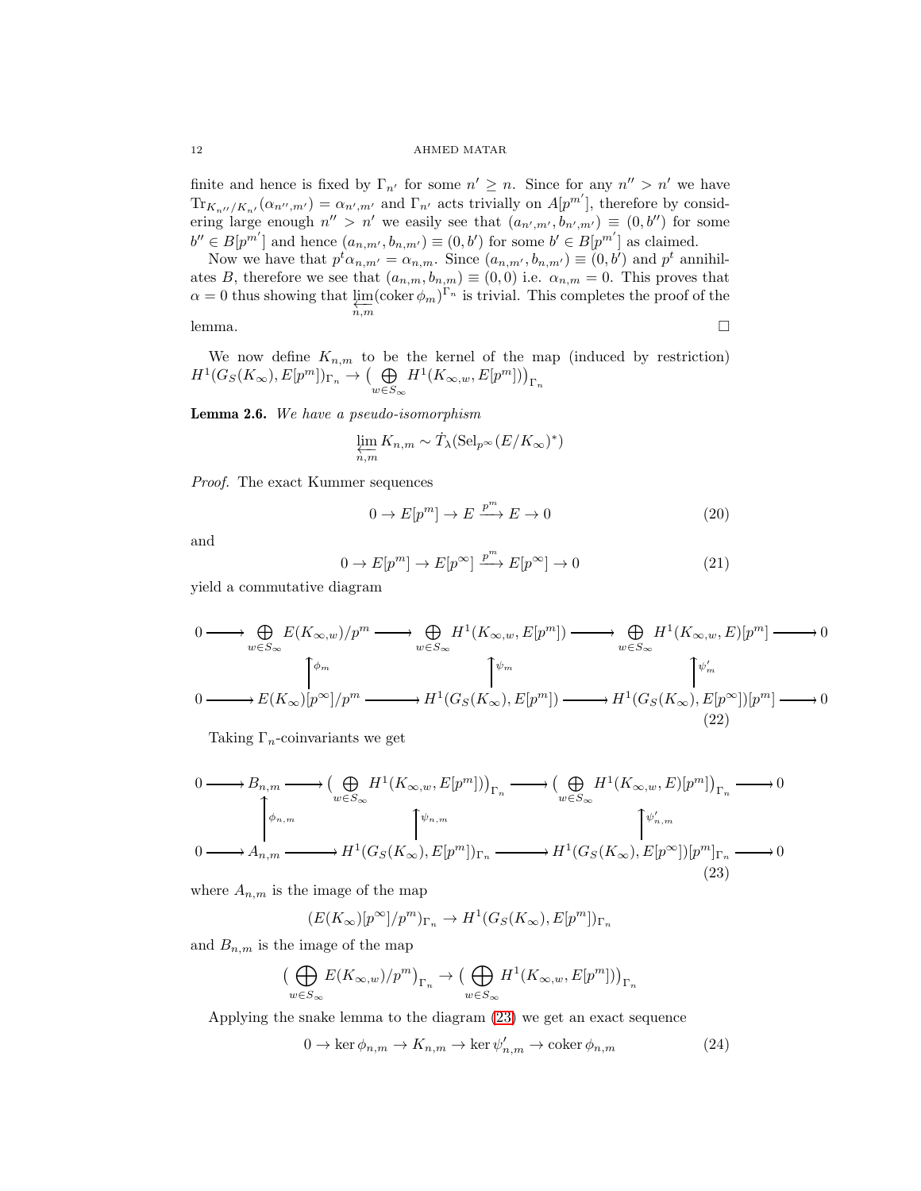finite and hence is fixed by $\Gamma_{n'}$ for some $n' \geq n$. Since for any $n'' > n'$ we have $\mathrm{Tr}_{K_{n''}/K_{n'}}(\alpha_{n'',m'}) = \alpha_{n',m'}$ and $\Gamma_{n'}$ acts trivially on $A[p^{m'}]$, therefore by considering large enough $n'' > n'$ we easily see that $(a_{n',m'}, b_{n',m'}) \equiv (0, b'')$ for some $b'' \in B[p^{m'}]$ and hence $(a_{n,m'}, b_{n,m'}) \equiv (0, b')$ for some $b' \in B[p^{m'}]$ as claimed.

Now we have that $p^t \alpha_{n,m'} = \alpha_{n,m}$. Since $(a_{n,m'}, b_{n,m'}) \equiv (0, b')$ and $p^t$ annihilates $B$, therefore we see that $(a_{n,m}, b_{n,m}) \equiv (0,0)$ i.e. $\alpha_{n,m} = 0$. This proves that $\alpha = 0$ thus showing that $\varprojlim_{n,m} (\mathrm{coker}\, \phi_m)^{\Gamma_n}$ is trivial. This completes the proof of the lemma. $\square$

We now define $K_{n,m}$ to be the kernel of the map (induced by restriction) $H^1(G_S(K_\infty), E[p^m])_{\Gamma_n} \to \big(\bigoplus_{w \in S_\infty} H^1(K_{\infty,w}, E[p^m])\big)_{\Gamma_n}$

**Lemma 2.6.** *We have a pseudo-isomorphism*

$$\varprojlim_{n,m} K_{n,m} \sim \dot{T}_\lambda(\mathrm{Sel}_{p^\infty}(E/K_\infty)^*)$$

*Proof.* The exact Kummer sequences

$$0 \to E[p^m] \to E \xrightarrow{p^m} E \to 0 \tag{20}$$

and

$$0 \to E[p^m] \to E[p^\infty] \xrightarrow{p^m} E[p^\infty] \to 0 \tag{21}$$

yield a commutative diagram

$$\begin{array}{ccccccccc}
0 & \longrightarrow & \bigoplus_{w \in S_\infty} E(K_{\infty,w})/p^m & \longrightarrow & \bigoplus_{w \in S_\infty} H^1(K_{\infty,w}, E[p^m]) & \longrightarrow & \bigoplus_{w \in S_\infty} H^1(K_{\infty,w}, E)[p^m] & \longrightarrow & 0 \\
 & & \uparrow \phi_m & & \uparrow \psi_m & & \uparrow \psi'_m & & \\
0 & \longrightarrow & E(K_\infty)[p^\infty]/p^m & \longrightarrow & H^1(G_S(K_\infty), E[p^m]) & \longrightarrow & H^1(G_S(K_\infty), E[p^\infty])[p^m] & \longrightarrow & 0
\end{array} \tag{22}$$

Taking $\Gamma_n$-coinvariants we get

$$\begin{array}{ccccccccc}
0 & \longrightarrow & B_{n,m} & \longrightarrow & \big(\bigoplus_{w \in S_\infty} H^1(K_{\infty,w}, E[p^m])\big)_{\Gamma_n} & \longrightarrow & \big(\bigoplus_{w \in S_\infty} H^1(K_{\infty,w}, E)[p^m]\big)_{\Gamma_n} & \longrightarrow & 0 \\
 & & \uparrow \phi_{n,m} & & \uparrow \psi_{n,m} & & \uparrow \psi'_{n,m} & & \\
0 & \longrightarrow & A_{n,m} & \longrightarrow & H^1(G_S(K_\infty), E[p^m])_{\Gamma_n} & \longrightarrow & H^1(G_S(K_\infty), E[p^\infty])[p^m]_{\Gamma_n} & \longrightarrow & 0
\end{array} \tag{23}$$

where $A_{n,m}$ is the image of the map

$$(E(K_\infty)[p^\infty]/p^m)_{\Gamma_n} \to H^1(G_S(K_\infty), E[p^m])_{\Gamma_n}$$

and $B_{n,m}$ is the image of the map

$$\big(\bigoplus_{w \in S_\infty} E(K_{\infty,w})/p^m\big)_{\Gamma_n} \to \big(\bigoplus_{w \in S_\infty} H^1(K_{\infty,w}, E[p^m])\big)_{\Gamma_n}$$

Applying the snake lemma to the diagram (23) we get an exact sequence

$$0 \to \ker \phi_{n,m} \to K_{n,m} \to \ker \psi'_{n,m} \to \mathrm{coker}\, \phi_{n,m} \tag{24}$$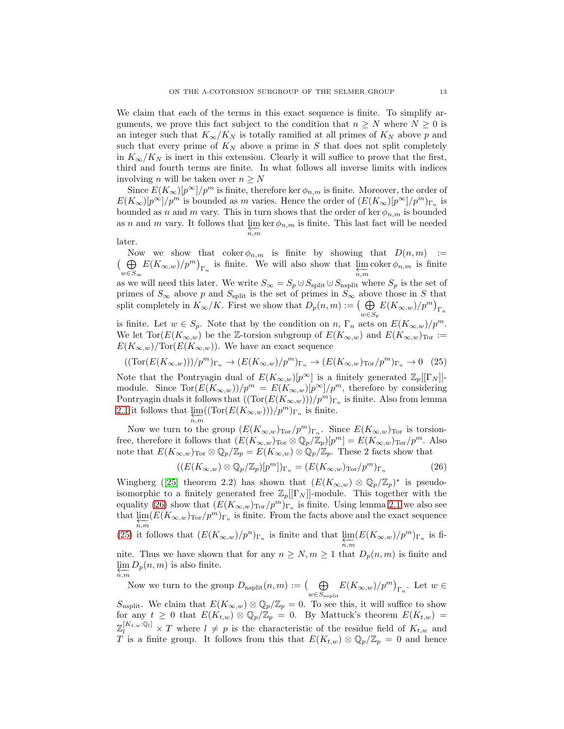We claim that each of the terms in this exact sequence is finite. To simplify arguments, we prove this fact subject to the condition that $n \geq N$ where $N \geq 0$ is an integer such that $K_\infty/K_N$ is totally ramified at all primes of $K_N$ above $p$ and such that every prime of $K_N$ above a prime in $S$ that does not split completely in $K_\infty/K_N$ is inert in this extension. Clearly it will suffice to prove that the first, third and fourth terms are finite. In what follows all inverse limits with indices involving $n$ will be taken over $n \geq N$

Since $E(K_\infty)[p^\infty]/p^m$ is finite, therefore $\ker \phi_{n,m}$ is finite. Moreover, the order of $E(K_\infty)[p^\infty]/p^m$ is bounded as $m$ varies. Hence the order of $(E(K_\infty)[p^\infty]/p^m)_{\Gamma_n}$ is bounded as $n$ and $m$ vary. This in turn shows that the order of $\ker \phi_{n,m}$ is bounded as $n$ and $m$ vary. It follows that $\varprojlim_{n,m} \ker \phi_{n,m}$ is finite. This last fact will be needed later.

Now we show that $\operatorname{coker} \phi_{n,m}$ is finite by showing that $D(n,m) := \big(\bigoplus_{w \in S_\infty} E(K_{\infty,w})/p^m\big)_{\Gamma_n}$ is finite. We will also show that $\varprojlim_{n,m} \operatorname{coker} \phi_{n,m}$ is finite as we will need this later. We write $S_\infty = S_p \uplus S_{\rm split} \uplus S_{\rm nsplit}$ where $S_p$ is the set of primes of $S_\infty$ above $p$ and $S_{\rm split}$ is the set of primes in $S_\infty$ above those in $S$ that split completely in $K_\infty/K$. First we show that $D_p(n,m) := \big(\bigoplus_{w \in S_p} E(K_{\infty,w})/p^m\big)_{\Gamma_n}$ is finite. Let $w \in S_p$. Note that by the condition on $n$, $\Gamma_n$ acts on $E(K_{\infty,w})/p^m$. We let $\operatorname{Tor}(E(K_{\infty,w})$ be the $\mathbb{Z}$-torsion subgroup of $E(K_{\infty,w})$ and $E(K_{\infty,w})_{\rm Tor} := E(K_{\infty,w})/\operatorname{Tor}(E(K_{\infty,w}))$. We have an exact sequence

$$((\operatorname{Tor}(E(K_{\infty,w})))/p^m)_{\Gamma_n} \to (E(K_{\infty,w})/p^m)_{\Gamma_n} \to (E(K_{\infty,w})_{\rm Tor}/p^m)_{\Gamma_n} \to 0 \quad (25)$$

Note that the Pontryagin dual of $E(K_{\infty,w})[p^\infty]$ is a finitely generated $\mathbb{Z}_p[[\Gamma_N]]$-module. Since $\operatorname{Tor}(E(K_{\infty,w}))/p^m = E(K_{\infty,w})[p^\infty]/p^m$, therefore by considering Pontryagin duals it follows that $((\operatorname{Tor}(E(K_{\infty,w})))/p^m)_{\Gamma_n}$ is finite. Also from lemma 2.1 it follows that $\varprojlim_{n,m}((\operatorname{Tor}(E(K_{\infty,w})))/p^m)_{\Gamma_n}$ is finite.

Now we turn to the group $(E(K_{\infty,w})_{\rm Tor}/p^m)_{\Gamma_n}$. Since $E(K_{\infty,w})_{\rm Tor}$ is torsion-free, therefore it follows that $(E(K_{\infty,w})_{\rm Tor} \otimes \mathbb{Q}_p/\mathbb{Z}_p)[p^m] = E(K_{\infty,w})_{\rm Tor}/p^m$. Also note that $E(K_{\infty,w})_{\rm Tor} \otimes \mathbb{Q}_p/\mathbb{Z}_p = E(K_{\infty,w}) \otimes \mathbb{Q}_p/\mathbb{Z}_p$. These 2 facts show that

$$((E(K_{\infty,w}) \otimes \mathbb{Q}_p/\mathbb{Z}_p)[p^m])_{\Gamma_n} = (E(K_{\infty,w})_{\rm Tor}/p^m)_{\Gamma_n} \quad (26)$$

Wingberg ([25] theorem 2.2) has shown that $(E(K_{\infty,w}) \otimes \mathbb{Q}_p/\mathbb{Z}_p)^*$ is pseudo-isomorphic to a finitely generated free $\mathbb{Z}_p[[\Gamma_N]]$-module. This together with the equality (26) show that $(E(K_{\infty,w})_{\rm Tor}/p^m)_{\Gamma_n}$ is finite. Using lemma 2.1 we also see that $\varprojlim_{n,m}(E(K_{\infty,w})_{\rm Tor}/p^m)_{\Gamma_n}$ is finite. From the facts above and the exact sequence (25) it follows that $(E(K_{\infty,w})/p^n)_{\Gamma_n}$ is finite and that $\varprojlim_{n,m}(E(K_{\infty,w})/p^m)_{\Gamma_n}$ is finite. Thus we have shown that for any $n \geq N, m \geq 1$ that $D_p(n,m)$ is finite and $\varprojlim_{n,m} D_p(n,m)$ is also finite.

Now we turn to the group $D_{\rm nsplit}(n,m) := \big(\bigoplus_{w \in S_{\rm nsplit}} E(K_{\infty,w})/p^m\big)_{\Gamma_n}$. Let $w \in S_{\rm nsplit}$. We claim that $E(K_{\infty,w}) \otimes \mathbb{Q}_p/\mathbb{Z}_p = 0$. To see this, it will suffice to show for any $t \geq 0$ that $E(K_{t,w}) \otimes \mathbb{Q}_p/\mathbb{Z}_p = 0$. By Mattuck's theorem $E(K_{t,w}) = \mathbb{Z}_l^{[K_{t,w}:\mathbb{Q}_l]} \times T$ where $l \neq p$ is the characteristic of the residue field of $K_{t,w}$ and $T$ is a finite group. It follows from this that $E(K_{t,w}) \otimes \mathbb{Q}_p/\mathbb{Z}_p = 0$ and hence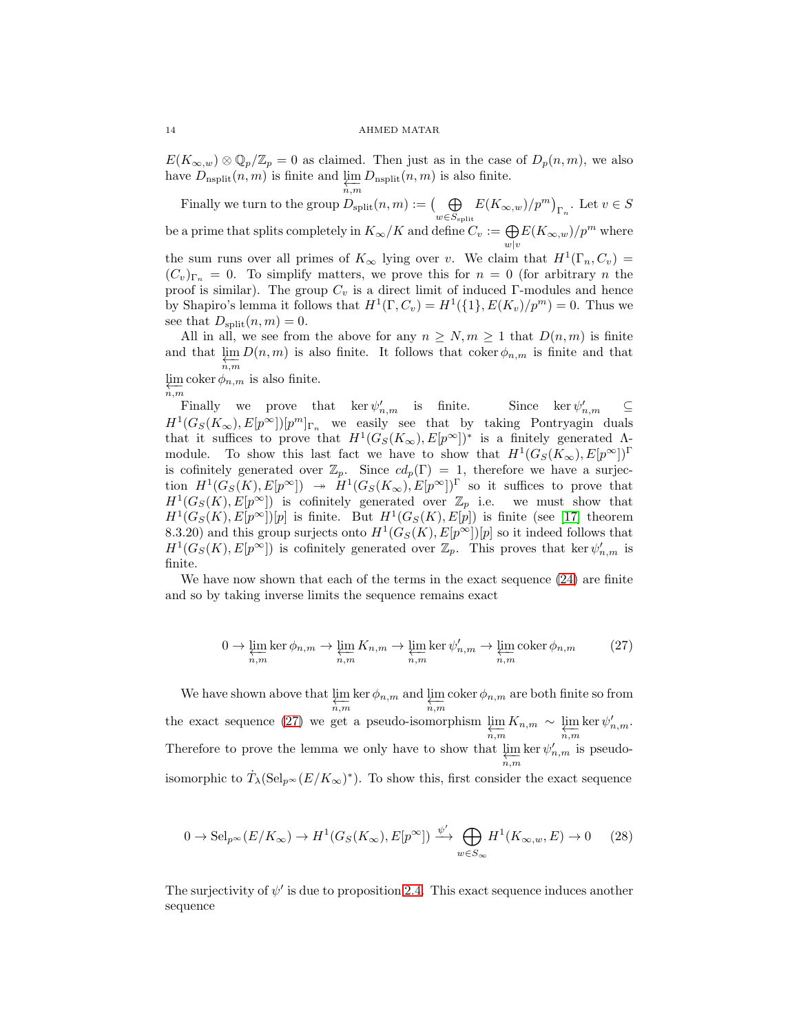$E(K_{\infty,w}) \otimes \mathbb{Q}_p/\mathbb{Z}_p = 0$ as claimed. Then just as in the case of $D_p(n,m)$, we also have $D_{\text{nsplit}}(n,m)$ is finite and $\varprojlim_{n,m} D_{\text{nsplit}}(n,m)$ is also finite.

Finally we turn to the group $D_{\text{split}}(n,m) := \big(\bigoplus_{w \in S_{\text{split}}} E(K_{\infty,w})/p^m\big)_{\Gamma_n}$. Let $v \in S$ be a prime that splits completely in $K_\infty/K$ and define $C_v := \bigoplus_{w|v} E(K_{\infty,w})/p^m$ where the sum runs over all primes of $K_\infty$ lying over $v$. We claim that $H^1(\Gamma_n, C_v) = (C_v)_{\Gamma_n} = 0$. To simplify matters, we prove this for $n = 0$ (for arbitrary $n$ the proof is similar). The group $C_v$ is a direct limit of induced $\Gamma$-modules and hence by Shapiro's lemma it follows that $H^1(\Gamma, C_v) = H^1(\{1\}, E(K_v)/p^m) = 0$. Thus we see that $D_{\text{split}}(n,m) = 0$.

All in all, we see from the above for any $n \geq N, m \geq 1$ that $D(n,m)$ is finite and that $\varprojlim_{n,m} D(n,m)$ is also finite. It follows that $\operatorname{coker} \phi_{n,m}$ is finite and that $\varprojlim_{n,m} \operatorname{coker} \phi_{n,m}$ is also finite.

Finally we prove that $\ker \psi'_{n,m}$ is finite. Since $\ker \psi'_{n,m} \subseteq H^1(G_S(K_\infty), E[p^\infty])[p^m]_{\Gamma_n}$ we easily see that by taking Pontryagin duals that it suffices to prove that $H^1(G_S(K_\infty), E[p^\infty])^*$ is a finitely generated $\Lambda$-module. To show this last fact we have to show that $H^1(G_S(K_\infty), E[p^\infty])^\Gamma$ is cofinitely generated over $\mathbb{Z}_p$. Since $cd_p(\Gamma) = 1$, therefore we have a surjection $H^1(G_S(K), E[p^\infty]) \twoheadrightarrow H^1(G_S(K_\infty), E[p^\infty])^\Gamma$ so it suffices to prove that $H^1(G_S(K), E[p^\infty])$ is cofinitely generated over $\mathbb{Z}_p$ i.e. we must show that $H^1(G_S(K), E[p^\infty])[p]$ is finite. But $H^1(G_S(K), E[p])$ is finite (see [17] theorem 8.3.20) and this group surjects onto $H^1(G_S(K), E[p^\infty])[p]$ so it indeed follows that $H^1(G_S(K), E[p^\infty])$ is cofinitely generated over $\mathbb{Z}_p$. This proves that $\ker \psi'_{n,m}$ is finite.

We have now shown that each of the terms in the exact sequence (24) are finite and so by taking inverse limits the sequence remains exact

$$0 \to \varprojlim_{n,m} \ker \phi_{n,m} \to \varprojlim_{n,m} K_{n,m} \to \varprojlim_{n,m} \ker \psi'_{n,m} \to \varprojlim_{n,m} \operatorname{coker} \phi_{n,m} \tag{27}$$

We have shown above that $\varprojlim_{n,m} \ker \phi_{n,m}$ and $\varprojlim_{n,m} \operatorname{coker} \phi_{n,m}$ are both finite so from the exact sequence (27) we get a pseudo-isomorphism $\varprojlim_{n,m} K_{n,m} \sim \varprojlim_{n,m} \ker \psi'_{n,m}$. Therefore to prove the lemma we only have to show that $\varprojlim_{n,m} \ker \psi'_{n,m}$ is pseudo-isomorphic to $\dot{T}_\lambda(\mathrm{Sel}_{p^\infty}(E/K_\infty)^*)$. To show this, first consider the exact sequence

$$0 \to \mathrm{Sel}_{p^\infty}(E/K_\infty) \to H^1(G_S(K_\infty), E[p^\infty]) \xrightarrow{\psi'} \bigoplus_{w \in S_\infty} H^1(K_{\infty,w}, E) \to 0 \tag{28}$$

The surjectivity of $\psi'$ is due to proposition 2.4. This exact sequence induces another sequence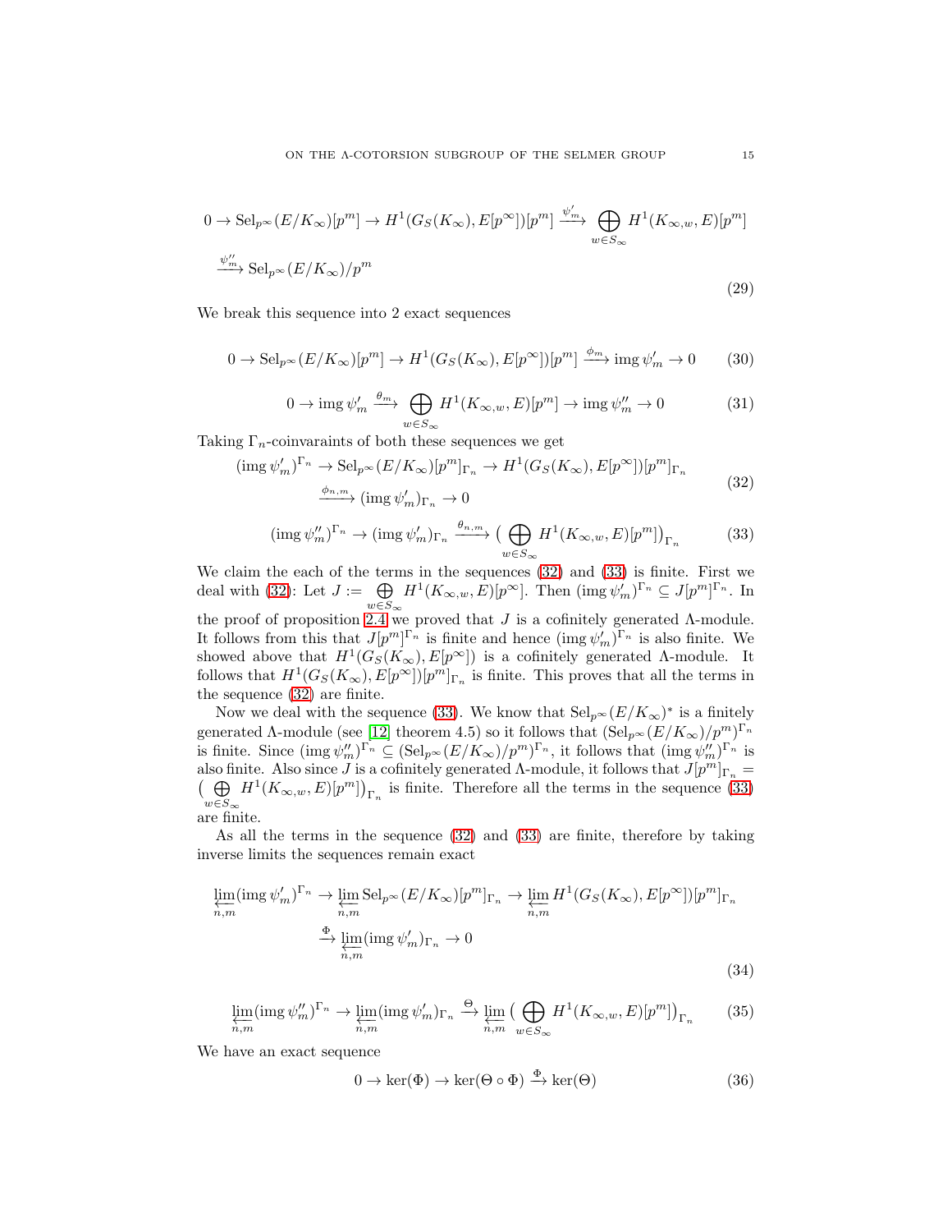$$0 \to \mathrm{Sel}_{p^\infty}(E/K_\infty)[p^m] \to H^1(G_S(K_\infty), E[p^\infty])[p^m] \xrightarrow{\psi'_m} \bigoplus_{w \in S_\infty} H^1(K_{\infty,w}, E)[p^m]$$
$$\xrightarrow{\psi''_m} \mathrm{Sel}_{p^\infty}(E/K_\infty)/p^m \tag{29}$$

We break this sequence into 2 exact sequences

$$0 \to \mathrm{Sel}_{p^\infty}(E/K_\infty)[p^m] \to H^1(G_S(K_\infty), E[p^\infty])[p^m] \xrightarrow{\phi_m} \mathrm{img}\, \psi'_m \to 0 \tag{30}$$

$$0 \to \mathrm{img}\, \psi'_m \xrightarrow{\theta_m} \bigoplus_{w \in S_\infty} H^1(K_{\infty,w}, E)[p^m] \to \mathrm{img}\, \psi''_m \to 0 \tag{31}$$

Taking $\Gamma_n$-coinvaraints of both these sequences we get

$$(\mathrm{img}\, \psi'_m)^{\Gamma_n} \to \mathrm{Sel}_{p^\infty}(E/K_\infty)[p^m]_{\Gamma_n} \to H^1(G_S(K_\infty), E[p^\infty])[p^m]_{\Gamma_n}$$
$$\xrightarrow{\phi_{n,m}} (\mathrm{img}\, \psi'_m)_{\Gamma_n} \to 0 \tag{32}$$

$$(\mathrm{img}\, \psi''_m)^{\Gamma_n} \to (\mathrm{img}\, \psi'_m)_{\Gamma_n} \xrightarrow{\theta_{n,m}} \big( \bigoplus_{w \in S_\infty} H^1(K_{\infty,w}, E)[p^m] \big)_{\Gamma_n} \tag{33}$$

We claim the each of the terms in the sequences (32) and (33) is finite. First we deal with (32): Let $J := \bigoplus_{w \in S_\infty} H^1(K_{\infty,w}, E)[p^\infty]$. Then $(\mathrm{img}\, \psi'_m)^{\Gamma_n} \subseteq J[p^m]^{\Gamma_n}$. In the proof of proposition 2.4 we proved that $J$ is a cofinitely generated $\Lambda$-module. It follows from this that $J[p^m]^{\Gamma_n}$ is finite and hence $(\mathrm{img}\, \psi'_m)^{\Gamma_n}$ is also finite. We showed above that $H^1(G_S(K_\infty), E[p^\infty])$ is a cofinitely generated $\Lambda$-module. It follows that $H^1(G_S(K_\infty), E[p^\infty])[p^m]_{\Gamma_n}$ is finite. This proves that all the terms in the sequence (32) are finite.

Now we deal with the sequence (33). We know that $\mathrm{Sel}_{p^\infty}(E/K_\infty)^*$ is a finitely generated $\Lambda$-module (see [12] theorem 4.5) so it follows that $(\mathrm{Sel}_{p^\infty}(E/K_\infty)/p^m)^{\Gamma_n}$ is finite. Since $(\mathrm{img}\, \psi''_m)^{\Gamma_n} \subseteq (\mathrm{Sel}_{p^\infty}(E/K_\infty)/p^m)^{\Gamma_n}$, it follows that $(\mathrm{img}\, \psi''_m)^{\Gamma_n}$ is also finite. Also since $J$ is a cofinitely generated $\Lambda$-module, it follows that $J[p^m]_{\Gamma_n} = \big( \bigoplus_{w \in S_\infty} H^1(K_{\infty,w}, E)[p^m] \big)_{\Gamma_n}$ is finite. Therefore all the terms in the sequence (33) are finite.

As all the terms in the sequence (32) and (33) are finite, therefore by taking inverse limits the sequences remain exact

$$\varprojlim_{n,m} (\mathrm{img}\, \psi'_m)^{\Gamma_n} \to \varprojlim_{n,m} \mathrm{Sel}_{p^\infty}(E/K_\infty)[p^m]_{\Gamma_n} \to \varprojlim_{n,m} H^1(G_S(K_\infty), E[p^\infty])[p^m]_{\Gamma_n}$$
$$\xrightarrow{\Phi} \varprojlim_{n,m} (\mathrm{img}\, \psi'_m)_{\Gamma_n} \to 0 \tag{34}$$

$$\varprojlim_{n,m} (\mathrm{img}\, \psi''_m)^{\Gamma_n} \to \varprojlim_{n,m} (\mathrm{img}\, \psi'_m)_{\Gamma_n} \xrightarrow{\Theta} \varprojlim_{n,m} \big( \bigoplus_{w \in S_\infty} H^1(K_{\infty,w}, E)[p^m] \big)_{\Gamma_n} \tag{35}$$

We have an exact sequence

$$0 \to \ker(\Phi) \to \ker(\Theta \circ \Phi) \xrightarrow{\Phi} \ker(\Theta) \tag{36}$$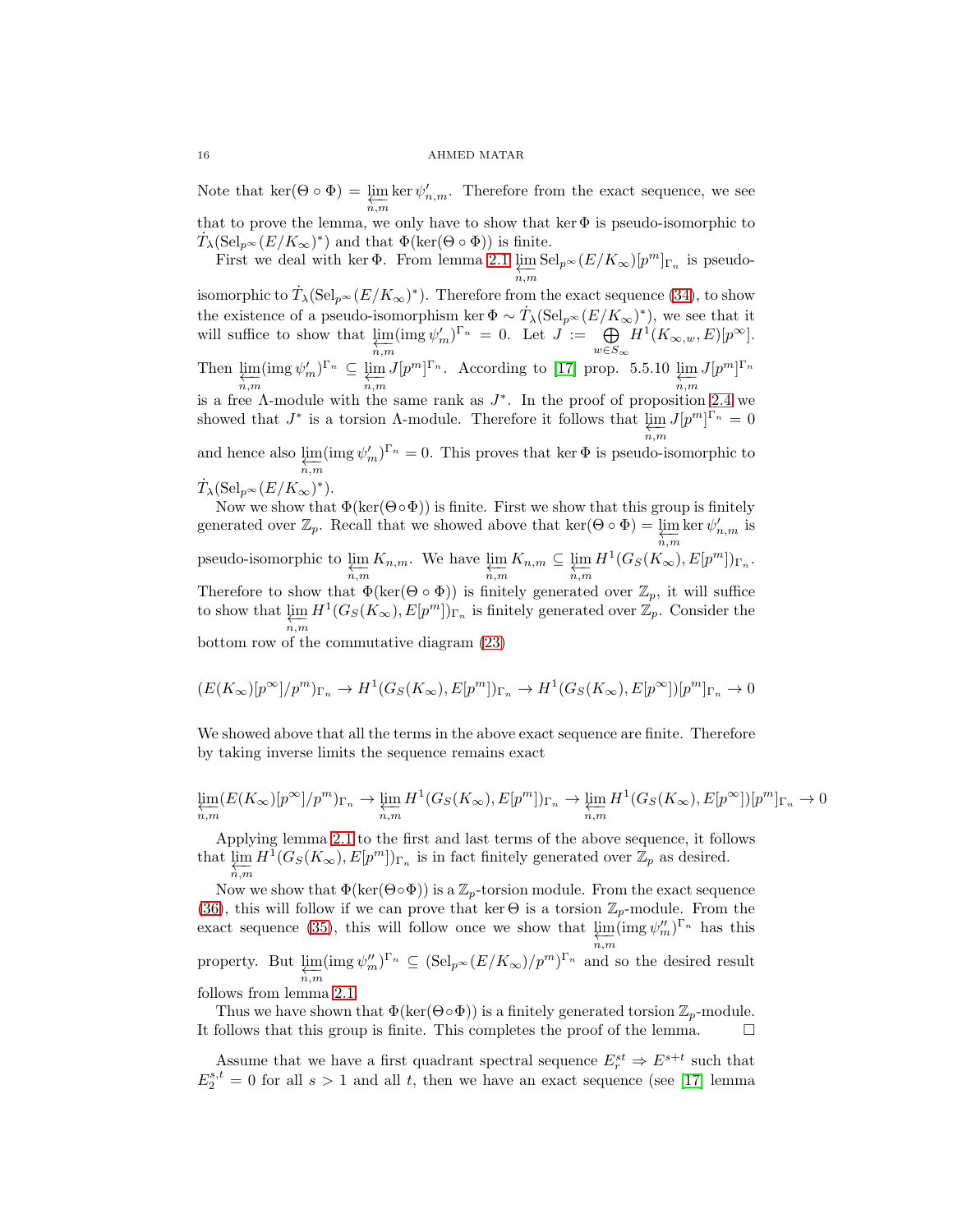Note that $\ker(\Theta \circ \Phi) = \varprojlim_{n,m} \ker \psi'_{n,m}$. Therefore from the exact sequence, we see that to prove the lemma, we only have to show that $\ker \Phi$ is pseudo-isomorphic to $\dot{T}_\lambda(\mathrm{Sel}_{p^\infty}(E/K_\infty)^*)$ and that $\Phi(\ker(\Theta \circ \Phi))$ is finite.

First we deal with $\ker \Phi$. From lemma 2.1 $\varprojlim_{n,m} \mathrm{Sel}_{p^\infty}(E/K_\infty)[p^m]_{\Gamma_n}$ is pseudo-isomorphic to $\dot{T}_\lambda(\mathrm{Sel}_{p^\infty}(E/K_\infty)^*)$. Therefore from the exact sequence (34), to show the existence of a pseudo-isomorphism $\ker \Phi \sim \dot{T}_\lambda(\mathrm{Sel}_{p^\infty}(E/K_\infty)^*)$, we see that it will suffice to show that $\varprojlim_{n,m}(\mathrm{img}\, \psi'_m)^{\Gamma_n} = 0$. Let $J := \bigoplus_{w \in S_\infty} H^1(K_{\infty,w}, E)[p^\infty]$. Then $\varprojlim_{n,m}(\mathrm{img}\, \psi'_m)^{\Gamma_n} \subseteq \varprojlim_{n,m} J[p^m]^{\Gamma_n}$. According to [17] prop. 5.5.10 $\varprojlim_{n,m} J[p^m]^{\Gamma_n}$ is a free $\Lambda$-module with the same rank as $J^*$. In the proof of proposition 2.4 we showed that $J^*$ is a torsion $\Lambda$-module. Therefore it follows that $\varprojlim_{n,m} J[p^m]^{\Gamma_n} = 0$ and hence also $\varprojlim_{n,m}(\mathrm{img}\, \psi'_m)^{\Gamma_n} = 0$. This proves that $\ker \Phi$ is pseudo-isomorphic to $\dot{T}_\lambda(\mathrm{Sel}_{p^\infty}(E/K_\infty)^*)$.

Now we show that $\Phi(\ker(\Theta \circ \Phi))$ is finite. First we show that this group is finitely generated over $\mathbb{Z}_p$. Recall that we showed above that $\ker(\Theta \circ \Phi) = \varprojlim_{n,m} \ker \psi'_{n,m}$ is pseudo-isomorphic to $\varprojlim_{n,m} K_{n,m}$. We have $\varprojlim_{n,m} K_{n,m} \subseteq \varprojlim_{n,m} H^1(G_S(K_\infty), E[p^m])_{\Gamma_n}$. Therefore to show that $\Phi(\ker(\Theta \circ \Phi))$ is finitely generated over $\mathbb{Z}_p$, it will suffice to show that $\varprojlim_{n,m} H^1(G_S(K_\infty), E[p^m])_{\Gamma_n}$ is finitely generated over $\mathbb{Z}_p$. Consider the bottom row of the commutative diagram (23)

$$(E(K_\infty)[p^\infty]/p^m)_{\Gamma_n} \to H^1(G_S(K_\infty), E[p^m])_{\Gamma_n} \to H^1(G_S(K_\infty), E[p^\infty])[p^m]_{\Gamma_n} \to 0$$

We showed above that all the terms in the above exact sequence are finite. Therefore by taking inverse limits the sequence remains exact

$$\varprojlim_{n,m}(E(K_\infty)[p^\infty]/p^m)_{\Gamma_n} \to \varprojlim_{n,m} H^1(G_S(K_\infty), E[p^m])_{\Gamma_n} \to \varprojlim_{n,m} H^1(G_S(K_\infty), E[p^\infty])[p^m]_{\Gamma_n} \to 0$$

Applying lemma 2.1 to the first and last terms of the above sequence, it follows that $\varprojlim_{n,m} H^1(G_S(K_\infty), E[p^m])_{\Gamma_n}$ is in fact finitely generated over $\mathbb{Z}_p$ as desired.

Now we show that $\Phi(\ker(\Theta \circ \Phi))$ is a $\mathbb{Z}_p$-torsion module. From the exact sequence (36), this will follow if we can prove that $\ker \Theta$ is a torsion $\mathbb{Z}_p$-module. From the exact sequence (35), this will follow once we show that $\varprojlim_{n,m}(\mathrm{img}\, \psi''_m)^{\Gamma_n}$ has this property. But $\varprojlim_{n,m}(\mathrm{img}\, \psi''_m)^{\Gamma_n} \subseteq (\mathrm{Sel}_{p^\infty}(E/K_\infty)/p^m)^{\Gamma_n}$ and so the desired result follows from lemma 2.1.

Thus we have shown that $\Phi(\ker(\Theta \circ \Phi))$ is a finitely generated torsion $\mathbb{Z}_p$-module. It follows that this group is finite. This completes the proof of the lemma. $\square$

Assume that we have a first quadrant spectral sequence $E_r^{st} \Rightarrow E^{s+t}$ such that $E_2^{s,t} = 0$ for all $s > 1$ and all $t$, then we have an exact sequence (see [17] lemma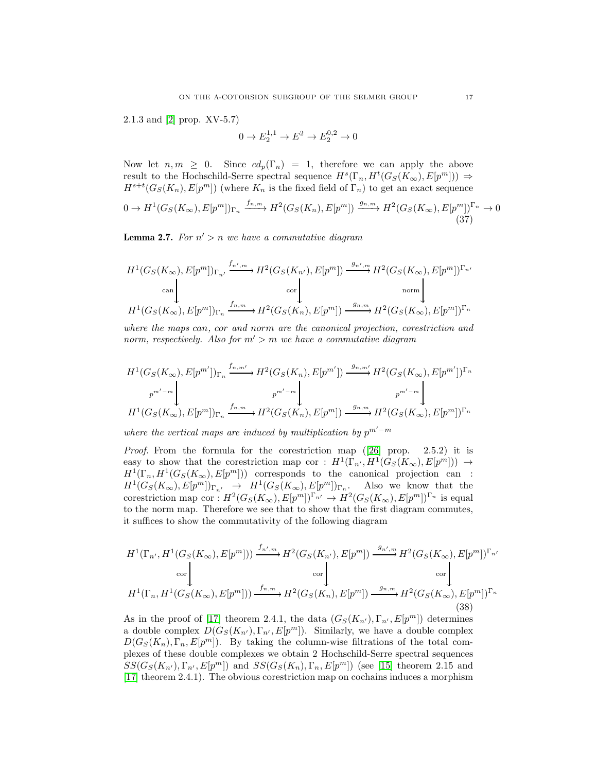2.1.3 and [2] prop. XV-5.7)

$$0 \to E_2^{1,1} \to E^2 \to E_2^{0,2} \to 0$$

Now let $n, m \geq 0$. Since $cd_p(\Gamma_n) = 1$, therefore we can apply the above result to the Hochschild-Serre spectral sequence $H^s(\Gamma_n, H^t(G_S(K_\infty), E[p^m])) \Rightarrow H^{s+t}(G_S(K_n), E[p^m])$ (where $K_n$ is the fixed field of $\Gamma_n$) to get an exact sequence

$$0 \to H^1(G_S(K_\infty), E[p^m])_{\Gamma_n} \xrightarrow{f_{n,m}} H^2(G_S(K_n), E[p^m]) \xrightarrow{g_{n,m}} H^2(G_S(K_\infty), E[p^m])^{\Gamma_n} \to 0 \tag{37}$$

**Lemma 2.7.** *For $n' > n$ we have a commutative diagram*

$$\begin{array}{ccccc} H^1(G_S(K_\infty), E[p^m])_{\Gamma_{n'}} & \xrightarrow{f_{n',m}} & H^2(G_S(K_{n'}), E[p^m]) & \xrightarrow{g_{n',m}} & H^2(G_S(K_\infty), E[p^m])^{\Gamma_{n'}} \\ \downarrow{\scriptstyle \text{can}} & & \downarrow{\scriptstyle \text{cor}} & & \downarrow{\scriptstyle \text{norm}} \\ H^1(G_S(K_\infty), E[p^m])_{\Gamma_n} & \xrightarrow{f_{n,m}} & H^2(G_S(K_n), E[p^m]) & \xrightarrow{g_{n,m}} & H^2(G_S(K_\infty), E[p^m])^{\Gamma_n} \end{array}$$

*where the maps can, cor and norm are the canonical projection, corestriction and norm, respectively. Also for $m' > m$ we have a commutative diagram*

$$\begin{array}{ccccc} H^1(G_S(K_\infty), E[p^{m'}])_{\Gamma_n} & \xrightarrow{f_{n,m'}} & H^2(G_S(K_n), E[p^{m'}]) & \xrightarrow{g_{n,m'}} & H^2(G_S(K_\infty), E[p^{m'}])^{\Gamma_n} \\ \downarrow{\scriptstyle p^{m'-m}} & & \downarrow{\scriptstyle p^{m'-m}} & & \downarrow{\scriptstyle p^{m'-m}} \\ H^1(G_S(K_\infty), E[p^m])_{\Gamma_n} & \xrightarrow{f_{n,m}} & H^2(G_S(K_n), E[p^m]) & \xrightarrow{g_{n,m}} & H^2(G_S(K_\infty), E[p^m])^{\Gamma_n} \end{array}$$

*where the vertical maps are induced by multiplication by $p^{m'-m}$*

*Proof.* From the formula for the corestriction map ([26] prop. 2.5.2) it is easy to show that the corestriction map cor : $H^1(\Gamma_{n'}, H^1(G_S(K_\infty), E[p^m])) \to H^1(\Gamma_n, H^1(G_S(K_\infty), E[p^m]))$ corresponds to the canonical projection can : $H^1(G_S(K_\infty), E[p^m])_{\Gamma_{n'}} \to H^1(G_S(K_\infty), E[p^m])_{\Gamma_n}$. Also we know that the corestriction map cor : $H^2(G_S(K_\infty), E[p^m])^{\Gamma_{n'}} \to H^2(G_S(K_\infty), E[p^m])^{\Gamma_n}$ is equal to the norm map. Therefore we see that to show that the first diagram commutes, it suffices to show the commutativity of the following diagram

$$\begin{array}{ccccc} H^1(\Gamma_{n'}, H^1(G_S(K_\infty), E[p^m])) & \xrightarrow{f_{n',m}} & H^2(G_S(K_{n'}), E[p^m]) & \xrightarrow{g_{n',m}} & H^2(G_S(K_\infty), E[p^m])^{\Gamma_{n'}} \\ \downarrow{\scriptstyle \text{cor}} & & \downarrow{\scriptstyle \text{cor}} & & \downarrow{\scriptstyle \text{cor}} \\ H^1(\Gamma_n, H^1(G_S(K_\infty), E[p^m])) & \xrightarrow{f_{n,m}} & H^2(G_S(K_n), E[p^m]) & \xrightarrow{g_{n,m}} & H^2(G_S(K_\infty), E[p^m])^{\Gamma_n} \end{array} \tag{38}$$

As in the proof of [17] theorem 2.4.1, the data $(G_S(K_{n'}), \Gamma_{n'}, E[p^m])$ determines a double complex $D(G_S(K_{n'}), \Gamma_{n'}, E[p^m])$. Similarly, we have a double complex $D(G_S(K_n), \Gamma_n, E[p^m])$. By taking the column-wise filtrations of the total complexes of these double complexes we obtain 2 Hochschild-Serre spectral sequences $SS(G_S(K_{n'}), \Gamma_{n'}, E[p^m])$ and $SS(G_S(K_n), \Gamma_n, E[p^m])$ (see [15] theorem 2.15 and [17] theorem 2.4.1). The obvious corestriction map on cochains induces a morphism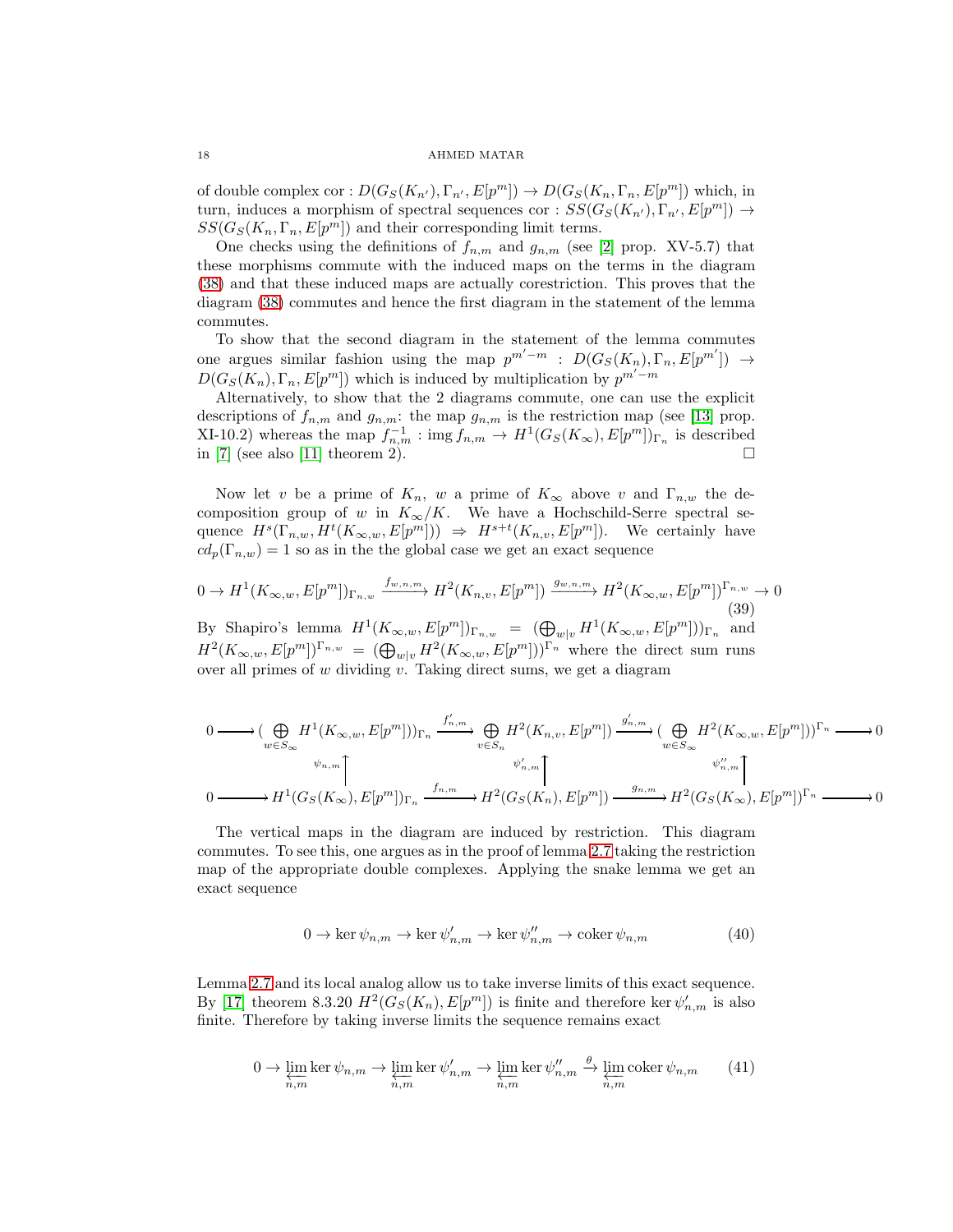of double complex cor : $D(G_S(K_{n'}), \Gamma_{n'}, E[p^m]) \to D(G_S(K_n, \Gamma_n, E[p^m])$ which, in turn, induces a morphism of spectral sequences cor : $SS(G_S(K_{n'}), \Gamma_{n'}, E[p^m]) \to SS(G_S(K_n, \Gamma_n, E[p^m])$ and their corresponding limit terms.

One checks using the definitions of $f_{n,m}$ and $g_{n,m}$ (see [2] prop. XV-5.7) that these morphisms commute with the induced maps on the terms in the diagram (38) and that these induced maps are actually corestriction. This proves that the diagram (38) commutes and hence the first diagram in the statement of the lemma commutes.

To show that the second diagram in the statement of the lemma commutes one argues similar fashion using the map $p^{m'-m} : D(G_S(K_n), \Gamma_n, E[p^{m'}]) \to D(G_S(K_n), \Gamma_n, E[p^m])$ which is induced by multiplication by $p^{m'-m}$

Alternatively, to show that the 2 diagrams commute, one can use the explicit descriptions of $f_{n,m}$ and $g_{n,m}$: the map $g_{n,m}$ is the restriction map (see [13] prop. XI-10.2) whereas the map $f_{n,m}^{-1} : \operatorname{img} f_{n,m} \to H^1(G_S(K_\infty), E[p^m])_{\Gamma_n}$ is described in [7] (see also [11] theorem 2). $\square$

Now let $v$ be a prime of $K_n$, $w$ a prime of $K_\infty$ above $v$ and $\Gamma_{n,w}$ the decomposition group of $w$ in $K_\infty/K$. We have a Hochschild-Serre spectral sequence $H^s(\Gamma_{n,w}, H^t(K_{\infty,w}, E[p^m])) \Rightarrow H^{s+t}(K_{n,v}, E[p^m])$. We certainly have $cd_p(\Gamma_{n,w}) = 1$ so as in the the global case we get an exact sequence

$$0 \to H^1(K_{\infty,w}, E[p^m])_{\Gamma_{n,w}} \xrightarrow{f_{w,n,m}} H^2(K_{n,v}, E[p^m]) \xrightarrow{g_{w,n,m}} H^2(K_{\infty,w}, E[p^m])^{\Gamma_{n,w}} \to 0 \tag{39}$$

By Shapiro's lemma $H^1(K_{\infty,w}, E[p^m])_{\Gamma_{n,w}} = (\bigoplus_{w|v} H^1(K_{\infty,w}, E[p^m]))_{\Gamma_n}$ and $H^2(K_{\infty,w}, E[p^m])^{\Gamma_{n,w}} = (\bigoplus_{w|v} H^2(K_{\infty,w}, E[p^m]))^{\Gamma_n}$ where the direct sum runs over all primes of $w$ dividing $v$. Taking direct sums, we get a diagram

$$\begin{array}{ccccccccc}
0 & \longrightarrow & (\bigoplus_{w\in S_\infty} H^1(K_{\infty,w}, E[p^m]))_{\Gamma_n} & \xrightarrow{f'_{n,m}} & \bigoplus_{v\in S_n} H^2(K_{n,v}, E[p^m]) & \xrightarrow{g'_{n,m}} & (\bigoplus_{w\in S_\infty} H^2(K_{\infty,w}, E[p^m]))^{\Gamma_n} & \longrightarrow & 0 \\
 & & \uparrow{\scriptstyle \psi_{n,m}} & & \uparrow{\scriptstyle \psi'_{n,m}} & & \uparrow{\scriptstyle \psi''_{n,m}} & & \\
0 & \longrightarrow & H^1(G_S(K_\infty), E[p^m])_{\Gamma_n} & \xrightarrow{f_{n,m}} & H^2(G_S(K_n), E[p^m]) & \xrightarrow{g_{n,m}} & H^2(G_S(K_\infty), E[p^m])^{\Gamma_n} & \longrightarrow & 0
\end{array}$$

The vertical maps in the diagram are induced by restriction. This diagram commutes. To see this, one argues as in the proof of lemma 2.7 taking the restriction map of the appropriate double complexes. Applying the snake lemma we get an exact sequence

$$0 \to \ker \psi_{n,m} \to \ker \psi'_{n,m} \to \ker \psi''_{n,m} \to \operatorname{coker} \psi_{n,m} \tag{40}$$

Lemma 2.7 and its local analog allow us to take inverse limits of this exact sequence. By [17] theorem 8.3.20 $H^2(G_S(K_n), E[p^m])$ is finite and therefore $\ker \psi'_{n,m}$ is also finite. Therefore by taking inverse limits the sequence remains exact

$$0 \to \varprojlim_{n,m} \ker \psi_{n,m} \to \varprojlim_{n,m} \ker \psi'_{n,m} \to \varprojlim_{n,m} \ker \psi''_{n,m} \xrightarrow{\theta} \varprojlim_{n,m} \operatorname{coker} \psi_{n,m} \tag{41}$$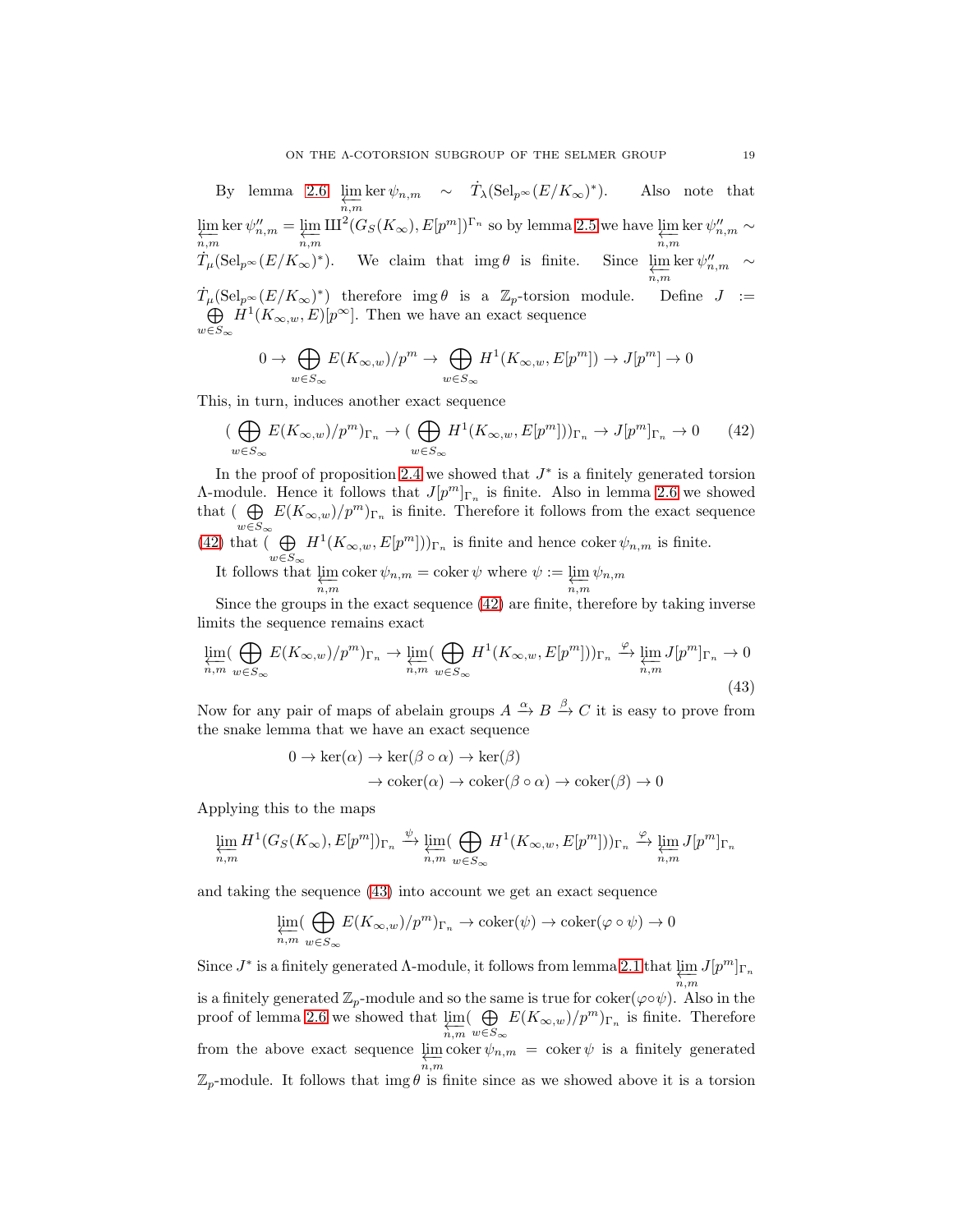By lemma 2.6 $\varprojlim_{n,m} \ker \psi_{n,m} \sim \dot{T}_\lambda(\mathrm{Sel}_{p^\infty}(E/K_\infty)^*)$. Also note that $\varprojlim_{n,m} \ker \psi''_{n,m} = \varprojlim_{n,m} Ш^2(G_S(K_\infty), E[p^m])^{\Gamma_n}$ so by lemma 2.5 we have $\varprojlim_{n,m} \ker \psi''_{n,m} \sim \dot{T}_\mu(\mathrm{Sel}_{p^\infty}(E/K_\infty)^*)$. We claim that $\mathrm{img}\,\theta$ is finite. Since $\varprojlim_{n,m} \ker \psi''_{n,m} \sim \dot{T}_\mu(\mathrm{Sel}_{p^\infty}(E/K_\infty)^*)$ therefore $\mathrm{img}\,\theta$ is a $\mathbb{Z}_p$-torsion module. Define $J := \bigoplus_{w \in S_\infty} H^1(K_{\infty,w}, E)[p^\infty]$. Then we have an exact sequence

$$0 \to \bigoplus_{w \in S_\infty} E(K_{\infty,w})/p^m \to \bigoplus_{w \in S_\infty} H^1(K_{\infty,w}, E[p^m]) \to J[p^m] \to 0$$

This, in turn, induces another exact sequence

$$(\bigoplus_{w \in S_\infty} E(K_{\infty,w})/p^m)_{\Gamma_n} \to (\bigoplus_{w \in S_\infty} H^1(K_{\infty,w}, E[p^m]))_{\Gamma_n} \to J[p^m]_{\Gamma_n} \to 0 \qquad (42)$$

In the proof of proposition 2.4 we showed that $J^*$ is a finitely generated torsion $\Lambda$-module. Hence it follows that $J[p^m]_{\Gamma_n}$ is finite. Also in lemma 2.6 we showed that $(\bigoplus_{w \in S_\infty} E(K_{\infty,w})/p^m)_{\Gamma_n}$ is finite. Therefore it follows from the exact sequence (42) that $(\bigoplus_{w \in S_\infty} H^1(K_{\infty,w}, E[p^m]))_{\Gamma_n}$ is finite and hence $\mathrm{coker}\,\psi_{n,m}$ is finite.

It follows that $\varprojlim_{n,m} \mathrm{coker}\,\psi_{n,m} = \mathrm{coker}\,\psi$ where $\psi := \varprojlim_{n,m} \psi_{n,m}$

Since the groups in the exact sequence (42) are finite, therefore by taking inverse limits the sequence remains exact

$$\varprojlim_{n,m}(\bigoplus_{w \in S_\infty} E(K_{\infty,w})/p^m)_{\Gamma_n} \to \varprojlim_{n,m}(\bigoplus_{w \in S_\infty} H^1(K_{\infty,w}, E[p^m]))_{\Gamma_n} \xrightarrow{\varphi} \varprojlim_{n,m} J[p^m]_{\Gamma_n} \to 0 \qquad (43)$$

Now for any pair of maps of abelain groups $A \xrightarrow{\alpha} B \xrightarrow{\beta} C$ it is easy to prove from the snake lemma that we have an exact sequence

$$\begin{aligned} 0 \to \ker(\alpha) \to \ker(\beta \circ \alpha) \to \ker(\beta) \\ \to \mathrm{coker}(\alpha) \to \mathrm{coker}(\beta \circ \alpha) \to \mathrm{coker}(\beta) \to 0 \end{aligned}$$

Applying this to the maps

$$\varprojlim_{n,m} H^1(G_S(K_\infty), E[p^m])_{\Gamma_n} \xrightarrow{\psi} \varprojlim_{n,m}(\bigoplus_{w \in S_\infty} H^1(K_{\infty,w}, E[p^m]))_{\Gamma_n} \xrightarrow{\varphi} \varprojlim_{n,m} J[p^m]_{\Gamma_n}$$

and taking the sequence (43) into account we get an exact sequence

$$\varprojlim_{n,m}(\bigoplus_{w \in S_\infty} E(K_{\infty,w})/p^m)_{\Gamma_n} \to \mathrm{coker}(\psi) \to \mathrm{coker}(\varphi \circ \psi) \to 0$$

Since $J^*$ is a finitely generated $\Lambda$-module, it follows from lemma 2.1 that $\varprojlim_{n,m} J[p^m]_{\Gamma_n}$ is a finitely generated $\mathbb{Z}_p$-module and so the same is true for $\mathrm{coker}(\varphi \circ \psi)$. Also in the proof of lemma 2.6 we showed that $\varprojlim_{n,m}(\bigoplus_{w \in S_\infty} E(K_{\infty,w})/p^m)_{\Gamma_n}$ is finite. Therefore from the above exact sequence $\varprojlim_{n,m} \mathrm{coker}\,\psi_{n,m} = \mathrm{coker}\,\psi$ is a finitely generated $\mathbb{Z}_p$-module. It follows that $\mathrm{img}\,\theta$ is finite since as we showed above it is a torsion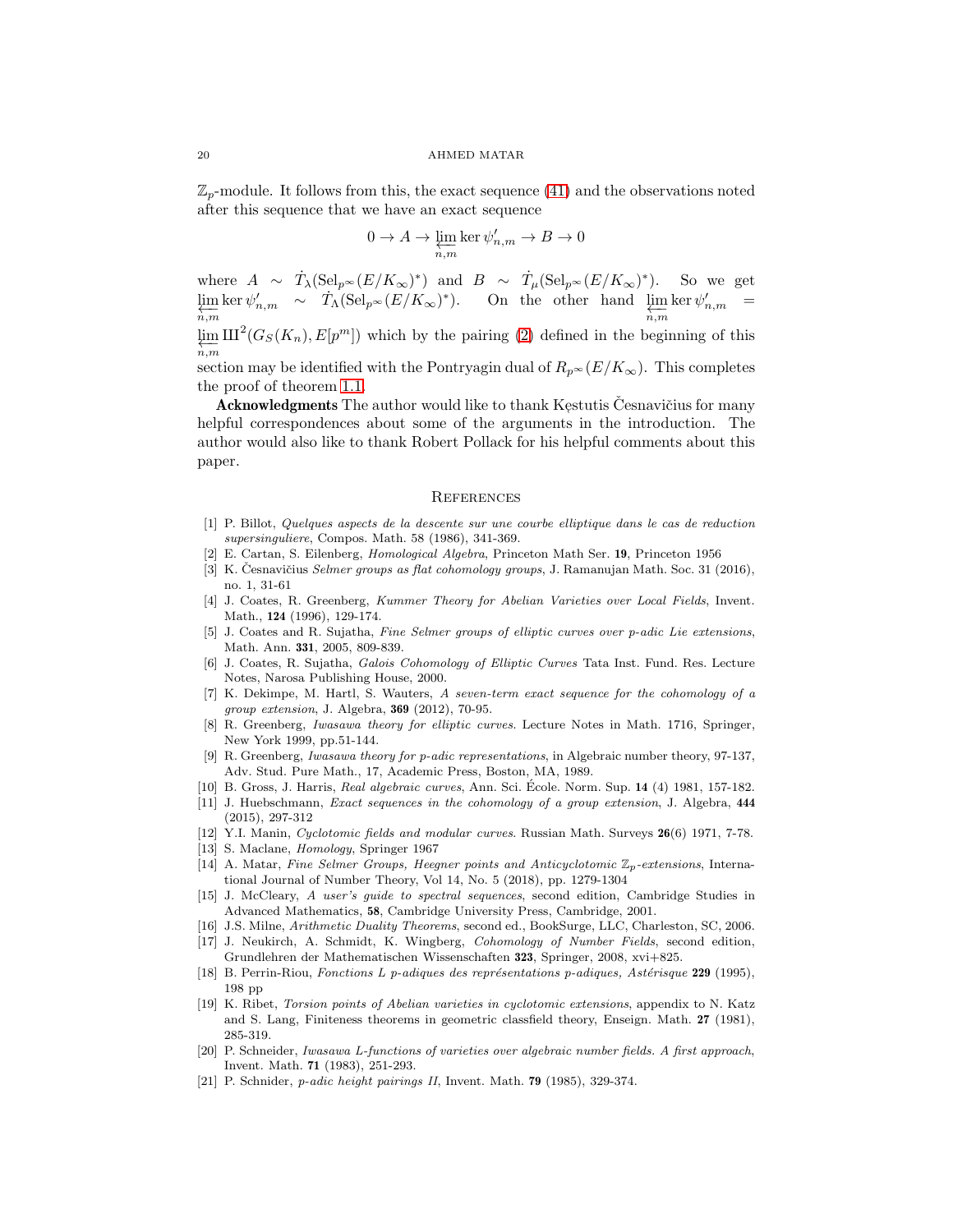$\mathbb{Z}_p$-module. It follows from this, the exact sequence (41) and the observations noted after this sequence that we have an exact sequence

$$0 \to A \to \varprojlim_{n,m} \ker \psi'_{n,m} \to B \to 0$$

where $A \sim \dot{T}_\lambda(\mathrm{Sel}_{p^\infty}(E/K_\infty)^*)$ and $B \sim \dot{T}_\mu(\mathrm{Sel}_{p^\infty}(E/K_\infty)^*)$. So we get $\varprojlim_{n,m} \ker \psi'_{n,m} \sim \dot{T}_\Lambda(\mathrm{Sel}_{p^\infty}(E/K_\infty)^*)$. On the other hand $\varprojlim_{n,m} \ker \psi'_{n,m} = \varprojlim_{n,m} \text{Ш}^2(G_S(K_n), E[p^m])$ which by the pairing (2) defined in the beginning of this section may be identified with the Pontryagin dual of $R_{p^\infty}(E/K_\infty)$. This completes the proof of theorem 1.1.

**Acknowledgments** The author would like to thank Kęstutis Česnavičius for many helpful correspondences about some of the arguments in the introduction. The author would also like to thank Robert Pollack for his helpful comments about this paper.

## References

[1] P. Billot, *Quelques aspects de la descente sur une courbe elliptique dans le cas de reduction supersinguliere*, Compos. Math. 58 (1986), 341-369.

[2] E. Cartan, S. Eilenberg, *Homological Algebra*, Princeton Math Ser. **19**, Princeton 1956

[3] K. Česnavičius *Selmer groups as flat cohomology groups*, J. Ramanujan Math. Soc. 31 (2016), no. 1, 31-61

[4] J. Coates, R. Greenberg, *Kummer Theory for Abelian Varieties over Local Fields*, Invent. Math., **124** (1996), 129-174.

[5] J. Coates and R. Sujatha, *Fine Selmer groups of elliptic curves over p-adic Lie extensions*, Math. Ann. **331**, 2005, 809-839.

[6] J. Coates, R. Sujatha, *Galois Cohomology of Elliptic Curves* Tata Inst. Fund. Res. Lecture Notes, Narosa Publishing House, 2000.

[7] K. Dekimpe, M. Hartl, S. Wauters, *A seven-term exact sequence for the cohomology of a group extension*, J. Algebra, **369** (2012), 70-95.

[8] R. Greenberg, *Iwasawa theory for elliptic curves*. Lecture Notes in Math. 1716, Springer, New York 1999, pp.51-144.

[9] R. Greenberg, *Iwasawa theory for p-adic representations*, in Algebraic number theory, 97-137, Adv. Stud. Pure Math., 17, Academic Press, Boston, MA, 1989.

[10] B. Gross, J. Harris, *Real algebraic curves*, Ann. Sci. École. Norm. Sup. **14** (4) 1981, 157-182.

[11] J. Huebschmann, *Exact sequences in the cohomology of a group extension*, J. Algebra, **444** (2015), 297-312

[12] Y.I. Manin, *Cyclotomic fields and modular curves*. Russian Math. Surveys **26**(6) 1971, 7-78.

[13] S. Maclane, *Homology*, Springer 1967

[14] A. Matar, *Fine Selmer Groups, Heegner points and Anticyclotomic $\mathbb{Z}_p$-extensions*, International Journal of Number Theory, Vol 14, No. 5 (2018), pp. 1279-1304

[15] J. McCleary, *A user's guide to spectral sequences*, second edition, Cambridge Studies in Advanced Mathematics, **58**, Cambridge University Press, Cambridge, 2001.

[16] J.S. Milne, *Arithmetic Duality Theorems*, second ed., BookSurge, LLC, Charleston, SC, 2006.

[17] J. Neukirch, A. Schmidt, K. Wingberg, *Cohomology of Number Fields*, second edition, Grundlehren der Mathematischen Wissenschaften **323**, Springer, 2008, xvi+825.

[18] B. Perrin-Riou, *Fonctions L p-adiques des représentations p-adiques, Astérisque* **229** (1995), 198 pp

[19] K. Ribet, *Torsion points of Abelian varieties in cyclotomic extensions*, appendix to N. Katz and S. Lang, Finiteness theorems in geometric classfield theory, Enseign. Math. **27** (1981), 285-319.

[20] P. Schneider, *Iwasawa L-functions of varieties over algebraic number fields. A first approach*, Invent. Math. **71** (1983), 251-293.

[21] P. Schnider, *p-adic height pairings II*, Invent. Math. **79** (1985), 329-374.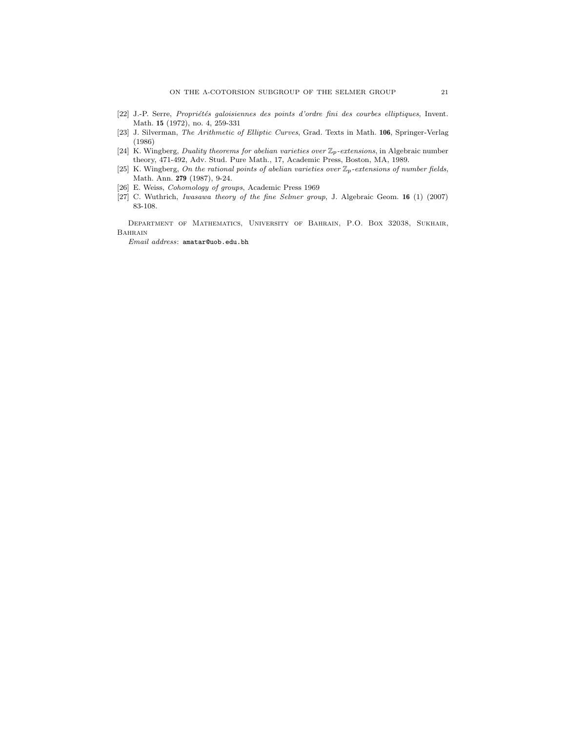[22] J.-P. Serre, *Propriétés galoisiennes des points d'ordre fini des courbes elliptiques*, Invent. Math. **15** (1972), no. 4, 259-331

[23] J. Silverman, *The Arithmetic of Elliptic Curves*, Grad. Texts in Math. **106**, Springer-Verlag (1986)

[24] K. Wingberg, *Duality theorems for abelian varieties over $\mathbb{Z}_p$-extensions*, in Algebraic number theory, 471-492, Adv. Stud. Pure Math., 17, Academic Press, Boston, MA, 1989.

[25] K. Wingberg, *On the rational points of abelian varieties over $\mathbb{Z}_p$-extensions of number fields*, Math. Ann. **279** (1987), 9-24.

[26] E. Weiss, *Cohomology of groups*, Academic Press 1969

[27] C. Wuthrich, *Iwasawa theory of the fine Selmer group*, J. Algebraic Geom. **16** (1) (2007) 83-108.

Department of Mathematics, University of Bahrain, P.O. Box 32038, Sukhair, Bahrain

*Email address*: amatar@uob.edu.bh